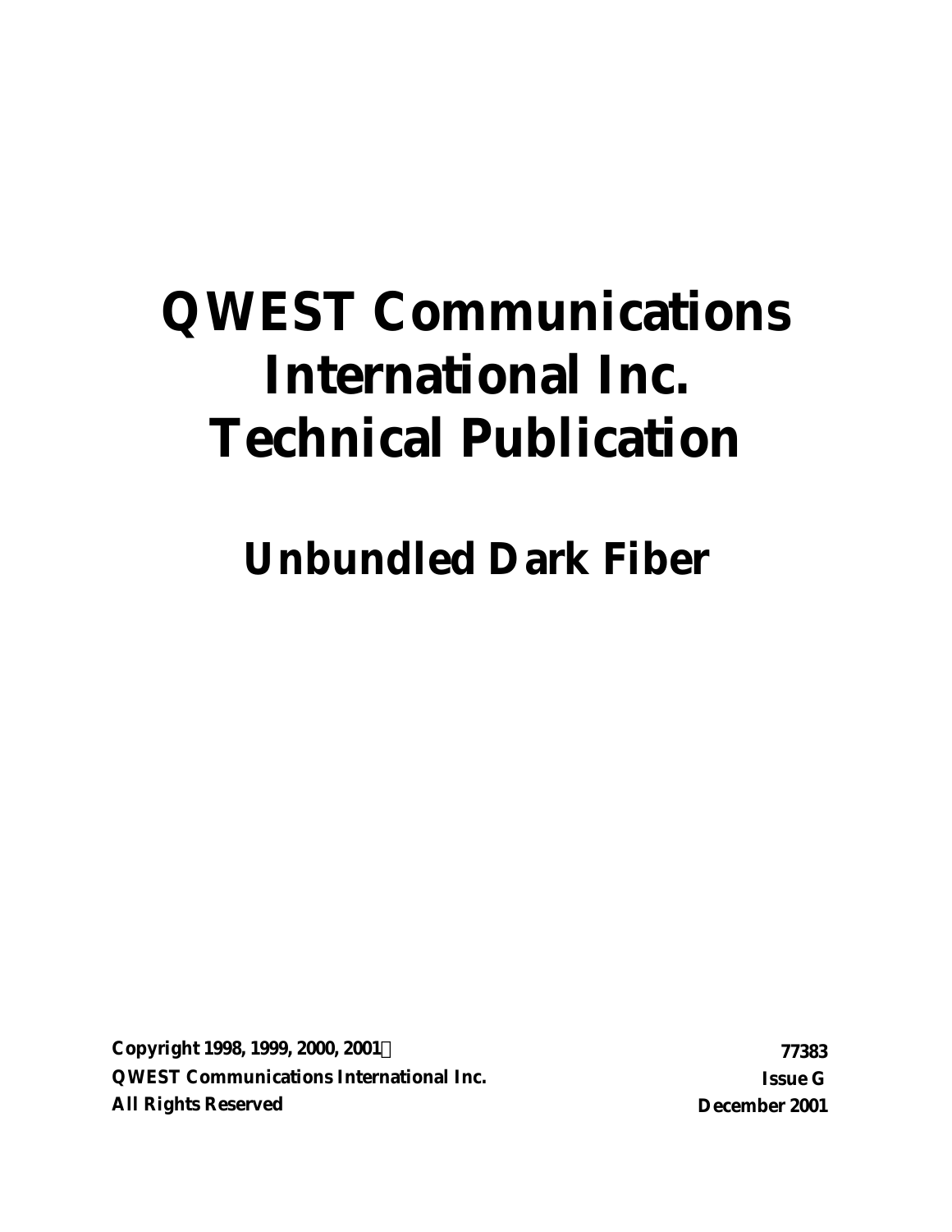# QWEST Communications International Inc. Technical Publication

## Unbundled Dark Fiber

**Copyright 1998, 1999, 2000, 2001©**
**QWEST Communications International Inc.**
**All Rights Reserved**

**77383**
**Issue G**
**December 2001**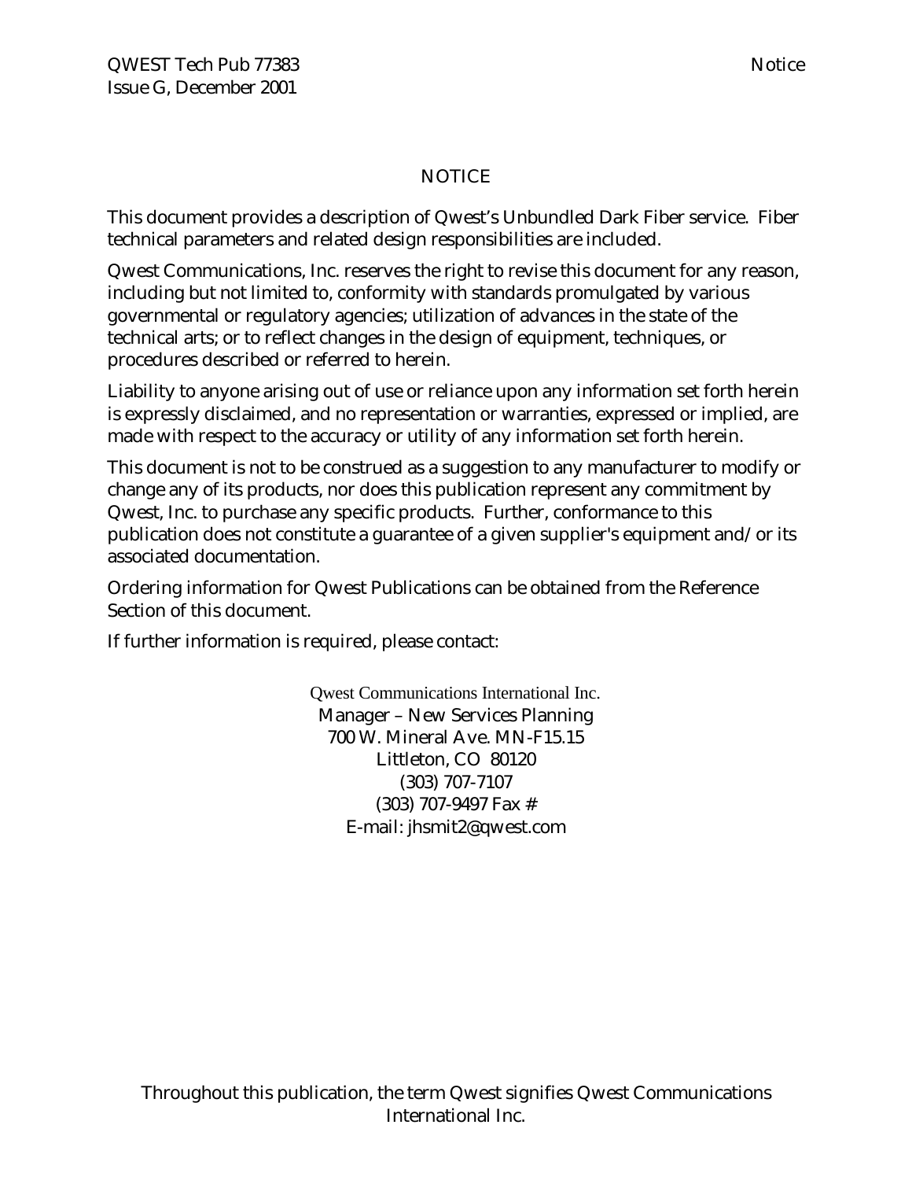# NOTICE

This document provides a description of Qwest's Unbundled Dark Fiber service. Fiber technical parameters and related design responsibilities are included.

Qwest Communications, Inc. reserves the right to revise this document for any reason, including but not limited to, conformity with standards promulgated by various governmental or regulatory agencies; utilization of advances in the state of the technical arts; or to reflect changes in the design of equipment, techniques, or procedures described or referred to herein.

Liability to anyone arising out of use or reliance upon any information set forth herein is expressly disclaimed, and no representation or warranties, expressed or implied, are made with respect to the accuracy or utility of any information set forth herein.

This document is not to be construed as a suggestion to any manufacturer to modify or change any of its products, nor does this publication represent any commitment by Qwest, Inc. to purchase any specific products. Further, conformance to this publication does not constitute a guarantee of a given supplier's equipment and/or its associated documentation.

Ordering information for Qwest Publications can be obtained from the Reference Section of this document.

If further information is required, please contact:

Qwest Communications International Inc.
Manager – New Services Planning
700 W. Mineral Ave. MN-F15.15
Littleton, CO 80120
(303) 707-7107
(303) 707-9497 Fax #
E-mail: jhsmit2@qwest.com

Throughout this publication, the term Qwest signifies Qwest Communications International Inc.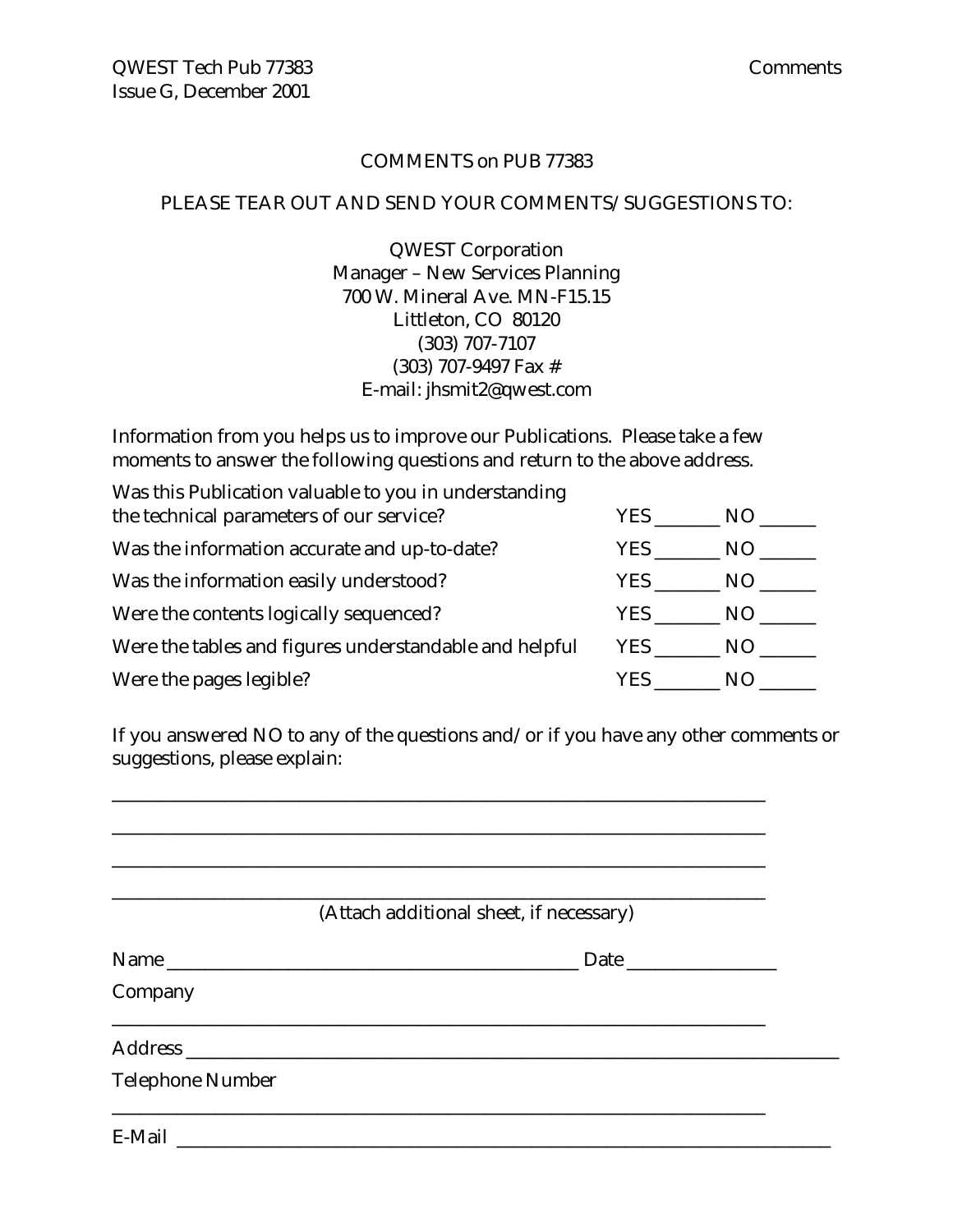# COMMENTS on PUB 77383

PLEASE TEAR OUT AND SEND YOUR COMMENTS/SUGGESTIONS TO:

QWEST Corporation
Manager – New Services Planning
700 W. Mineral Ave. MN-F15.15
Littleton, CO 80120
(303) 707-7107
(303) 707-9497 Fax #
E-mail: jhsmit2@qwest.com

Information from you helps us to improve our Publications. Please take a few moments to answer the following questions and return to the above address.

| | | |
|---|---|---|
| Was this Publication valuable to you in understanding the technical parameters of our service? | YES _______ | NO ______ |
| Was the information accurate and up-to-date? | YES _______ | NO ______ |
| Was the information easily understood? | YES _______ | NO ______ |
| Were the contents logically sequenced? | YES _______ | NO ______ |
| Were the tables and figures understandable and helpful | YES _______ | NO ______ |
| Were the pages legible? | YES _______ | NO ______ |

If you answered NO to any of the questions and/or if you have any other comments or suggestions, please explain:

_______________________________________________________________________

_______________________________________________________________________

_______________________________________________________________________

_______________________________________________________________________

(Attach additional sheet, if necessary)

Name ____________________________________________ Date ________________

Company

_______________________________________________________________________

Address _______________________________________________________________

Telephone Number

_______________________________________________________________________

E-Mail _________________________________________________________________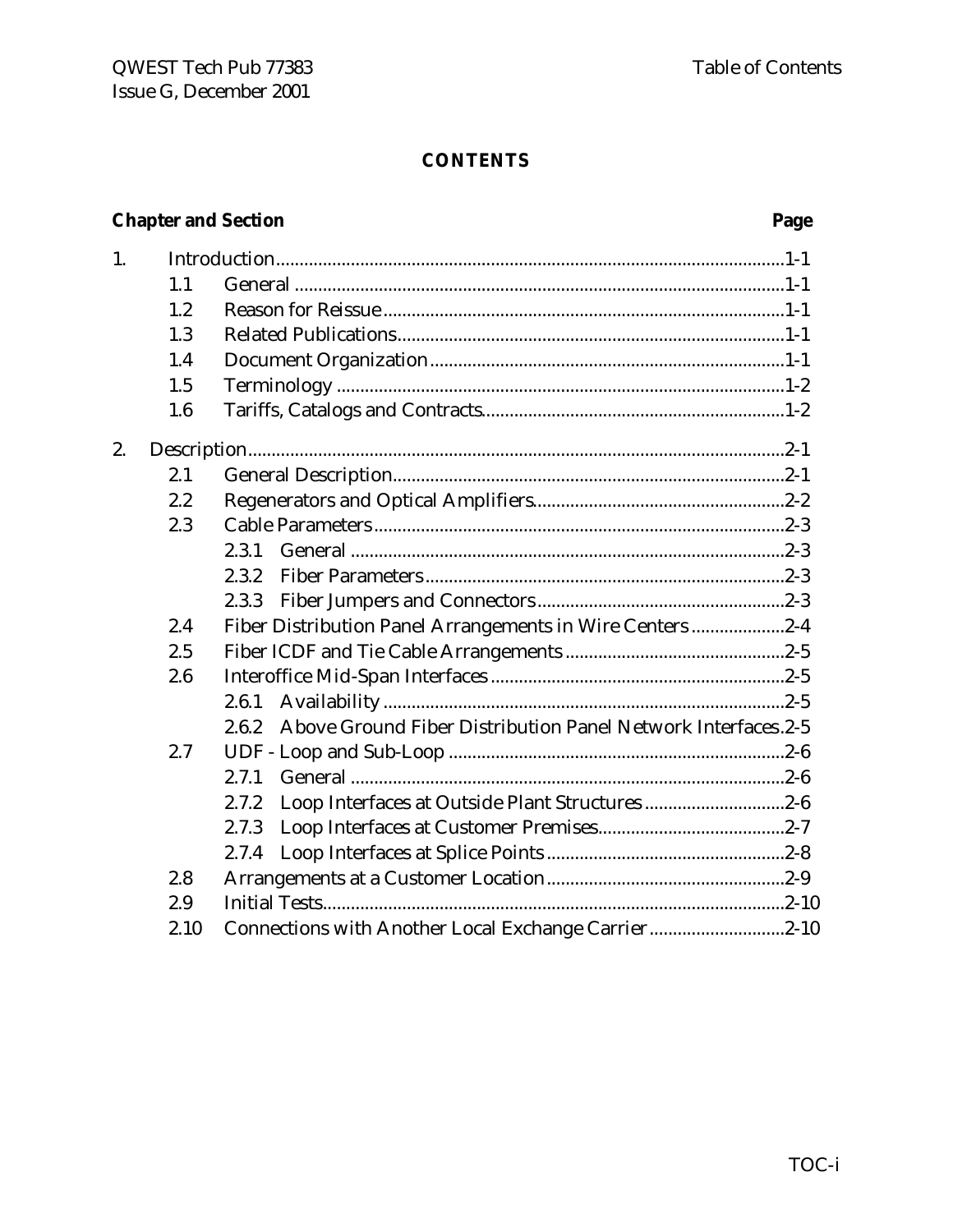# CONTENTS

| Chapter and Section | | | Page |
|---|---|---|---|
| 1. | Introduction | | 1-1 |
| | 1.1 | General | 1-1 |
| | 1.2 | Reason for Reissue | 1-1 |
| | 1.3 | Related Publications | 1-1 |
| | 1.4 | Document Organization | 1-1 |
| | 1.5 | Terminology | 1-2 |
| | 1.6 | Tariffs, Catalogs and Contracts | 1-2 |
| 2. | Description | | 2-1 |
| | 2.1 | General Description | 2-1 |
| | 2.2 | Regenerators and Optical Amplifiers | 2-2 |
| | 2.3 | Cable Parameters | 2-3 |
| | | 2.3.1 General | 2-3 |
| | | 2.3.2 Fiber Parameters | 2-3 |
| | | 2.3.3 Fiber Jumpers and Connectors | 2-3 |
| | 2.4 | Fiber Distribution Panel Arrangements in Wire Centers | 2-4 |
| | 2.5 | Fiber ICDF and Tie Cable Arrangements | 2-5 |
| | 2.6 | Interoffice Mid-Span Interfaces | 2-5 |
| | | 2.6.1 Availability | 2-5 |
| | | 2.6.2 Above Ground Fiber Distribution Panel Network Interfaces | 2-5 |
| | 2.7 | UDF - Loop and Sub-Loop | 2-6 |
| | | 2.7.1 General | 2-6 |
| | | 2.7.2 Loop Interfaces at Outside Plant Structures | 2-6 |
| | | 2.7.3 Loop Interfaces at Customer Premises | 2-7 |
| | | 2.7.4 Loop Interfaces at Splice Points | 2-8 |
| | 2.8 | Arrangements at a Customer Location | 2-9 |
| | 2.9 | Initial Tests | 2-10 |
| | 2.10 | Connections with Another Local Exchange Carrier | 2-10 |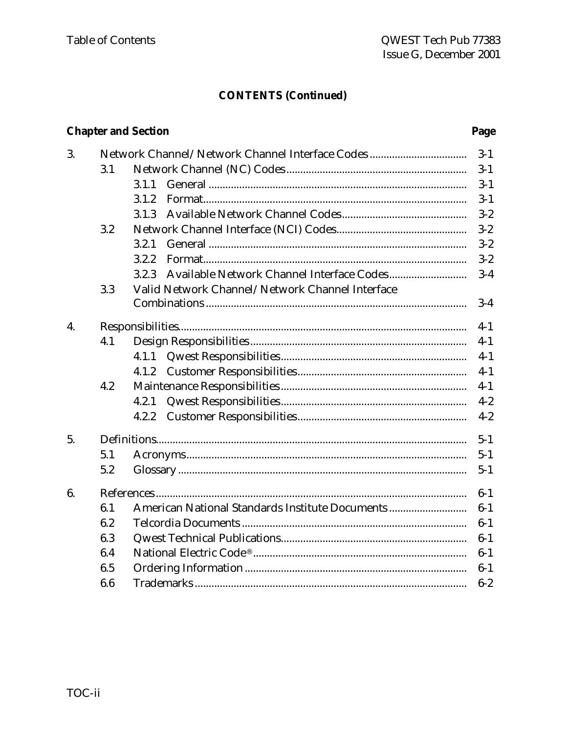**CONTENTS (Continued)**

| Chapter and Section | | | | Page |
|---|---|---|---|---|
| 3. | Network Channel/Network Channel Interface Codes | | | 3-1 |
| | 3.1 | Network Channel (NC) Codes | | 3-1 |
| | | 3.1.1 | General | 3-1 |
| | | 3.1.2 | Format | 3-1 |
| | | 3.1.3 | Available Network Channel Codes | 3-2 |
| | 3.2 | Network Channel Interface (NCI) Codes | | 3-2 |
| | | 3.2.1 | General | 3-2 |
| | | 3.2.2 | Format | 3-2 |
| | | 3.2.3 | Available Network Channel Interface Codes | 3-4 |
| | 3.3 | Valid Network Channel/Network Channel Interface Combinations | | 3-4 |
| 4. | Responsibilities | | | 4-1 |
| | 4.1 | Design Responsibilities | | 4-1 |
| | | 4.1.1 | Qwest Responsibilities | 4-1 |
| | | 4.1.2 | Customer Responsibilities | 4-1 |
| | 4.2 | Maintenance Responsibilities | | 4-1 |
| | | 4.2.1 | Qwest Responsibilities | 4-2 |
| | | 4.2.2 | Customer Responsibilities | 4-2 |
| 5. | Definitions | | | 5-1 |
| | 5.1 | Acronyms | | 5-1 |
| | 5.2 | Glossary | | 5-1 |
| 6. | References | | | 6-1 |
| | 6.1 | American National Standards Institute Documents | | 6-1 |
| | 6.2 | Telcordia Documents | | 6-1 |
| | 6.3 | Qwest Technical Publications | | 6-1 |
| | 6.4 | National Electric Code® | | 6-1 |
| | 6.5 | Ordering Information | | 6-1 |
| | 6.6 | Trademarks | | 6-2 |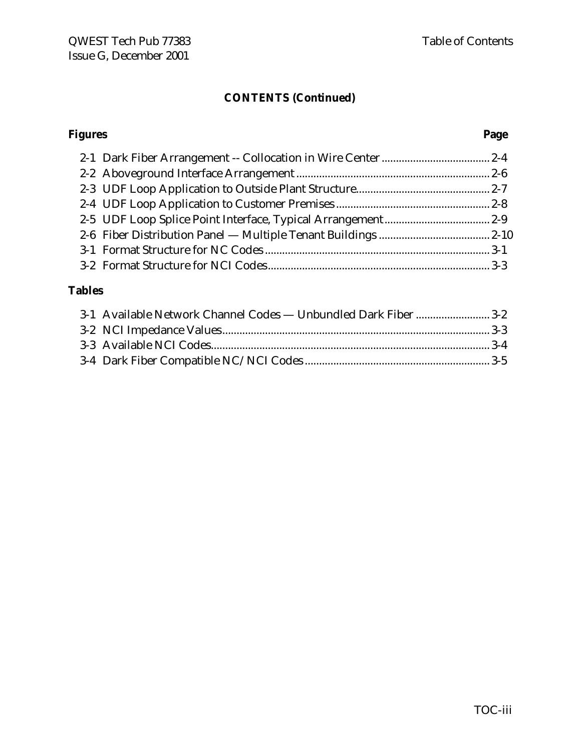## CONTENTS (Continued)

**Figures** **Page**

2-1 Dark Fiber Arrangement -- Collocation in Wire Center ...................................... 2-4
2-2 Aboveground Interface Arrangement ................................................................... 2-6
2-3 UDF Loop Application to Outside Plant Structure............................................... 2-7
2-4 UDF Loop Application to Customer Premises ...................................................... 2-8
2-5 UDF Loop Splice Point Interface, Typical Arrangement ..................................... 2-9
2-6 Fiber Distribution Panel — Multiple Tenant Buildings ....................................... 2-10
3-1 Format Structure for NC Codes .............................................................................. 3-1
3-2 Format Structure for NCI Codes............................................................................. 3-3

**Tables**

3-1 Available Network Channel Codes — Unbundled Dark Fiber .......................... 3-2
3-2 NCI Impedance Values............................................................................................. 3-3
3-3 Available NCI Codes................................................................................................. 3-4
3-4 Dark Fiber Compatible NC/NCI Codes ................................................................. 3-5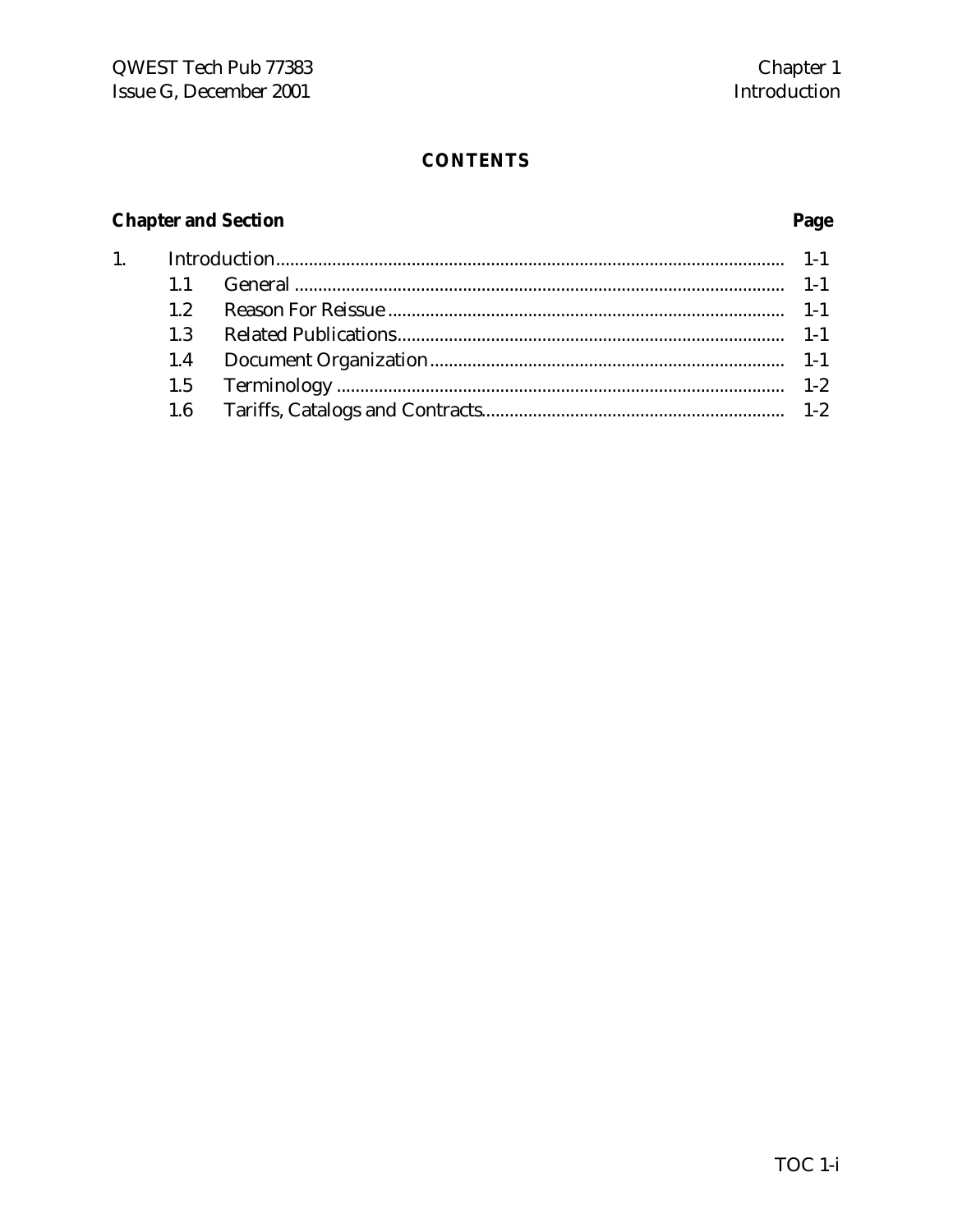# CONTENTS

| Chapter and Section | | | Page |
|---|---|---|---|
| 1. | Introduction | | 1-1 |
| | 1.1 | General | 1-1 |
| | 1.2 | Reason For Reissue | 1-1 |
| | 1.3 | Related Publications | 1-1 |
| | 1.4 | Document Organization | 1-1 |
| | 1.5 | Terminology | 1-2 |
| | 1.6 | Tariffs, Catalogs and Contracts | 1-2 |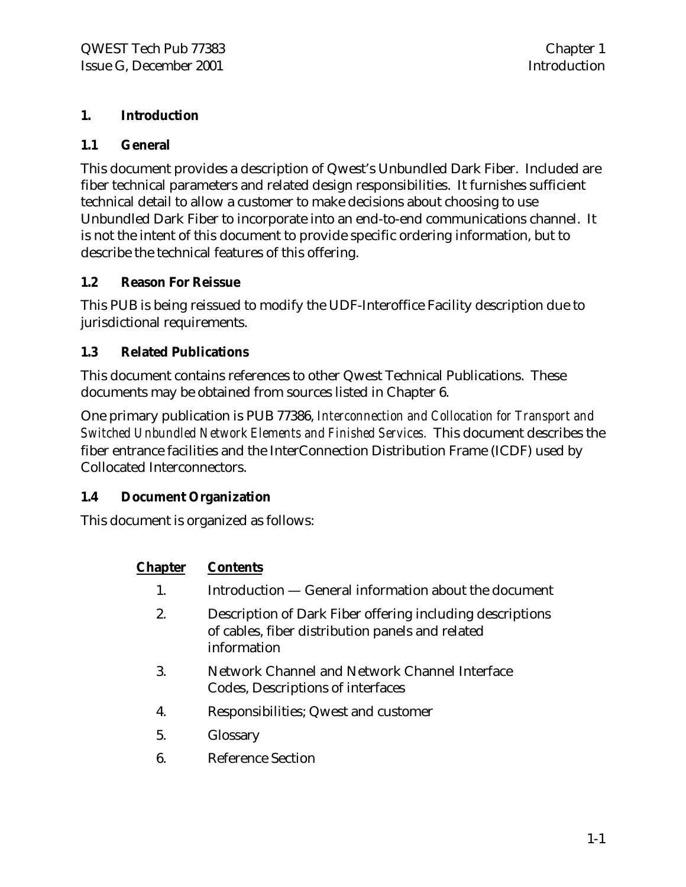# 1. Introduction

## 1.1 General

This document provides a description of Qwest's Unbundled Dark Fiber. Included are fiber technical parameters and related design responsibilities. It furnishes sufficient technical detail to allow a customer to make decisions about choosing to use Unbundled Dark Fiber to incorporate into an end-to-end communications channel. It is not the intent of this document to provide specific ordering information, but to describe the technical features of this offering.

## 1.2 Reason For Reissue

This PUB is being reissued to modify the UDF-Interoffice Facility description due to jurisdictional requirements.

## 1.3 Related Publications

This document contains references to other Qwest Technical Publications. These documents may be obtained from sources listed in Chapter 6.

One primary publication is PUB 77386, *Interconnection and Collocation for Transport and Switched Unbundled Network Elements and Finished Services.* This document describes the fiber entrance facilities and the InterConnection Distribution Frame (ICDF) used by Collocated Interconnectors.

## 1.4 Document Organization

This document is organized as follows:

| Chapter | Contents |
|---|---|
| 1. | Introduction — General information about the document |
| 2. | Description of Dark Fiber offering including descriptions of cables, fiber distribution panels and related information |
| 3. | Network Channel and Network Channel Interface Codes, Descriptions of interfaces |
| 4. | Responsibilities; Qwest and customer |
| 5. | Glossary |
| 6. | Reference Section |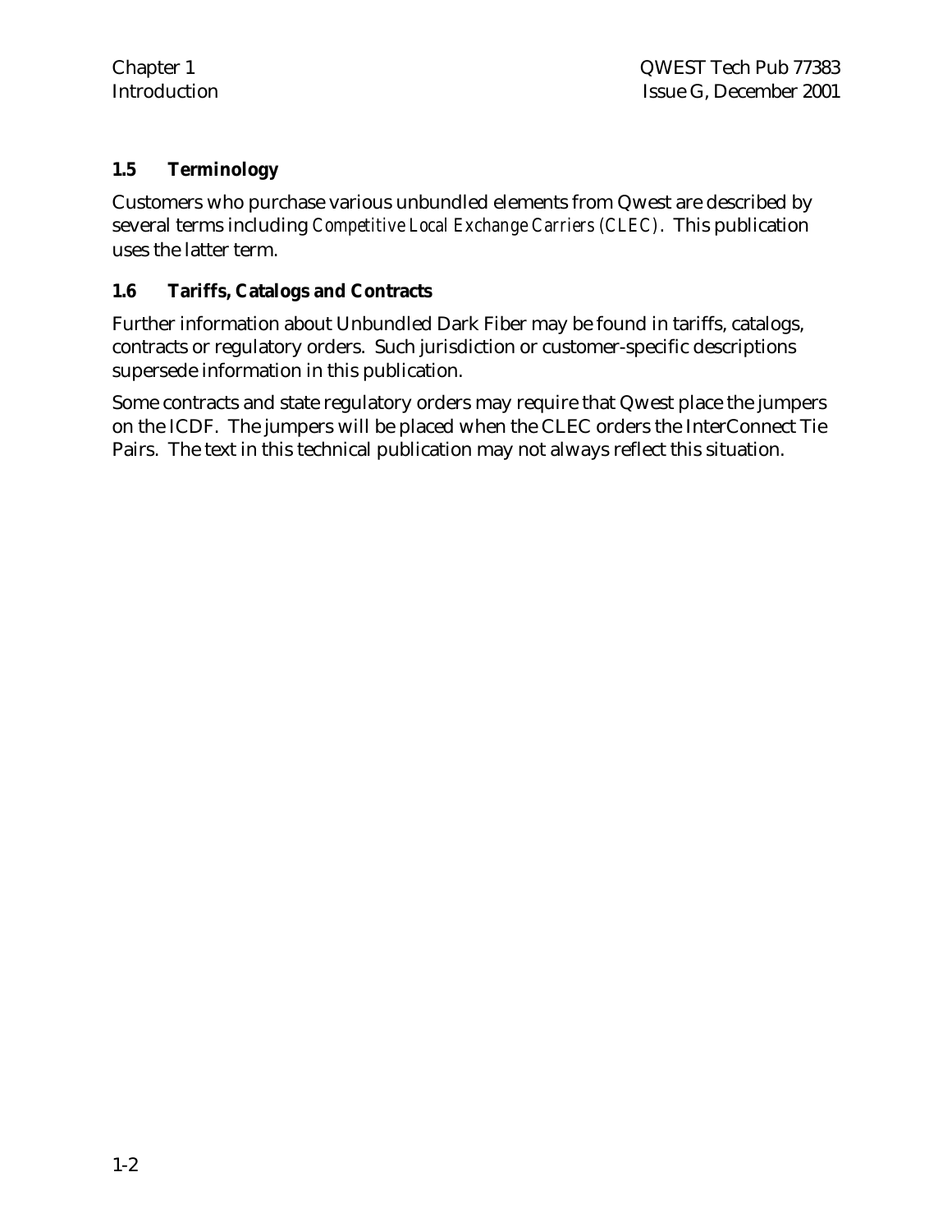## 1.5 Terminology

Customers who purchase various unbundled elements from Qwest are described by several terms including *Competitive Local Exchange Carriers (CLEC)*. This publication uses the latter term.

## 1.6 Tariffs, Catalogs and Contracts

Further information about Unbundled Dark Fiber may be found in tariffs, catalogs, contracts or regulatory orders. Such jurisdiction or customer-specific descriptions supersede information in this publication.

Some contracts and state regulatory orders may require that Qwest place the jumpers on the ICDF. The jumpers will be placed when the CLEC orders the InterConnect Tie Pairs. The text in this technical publication may not always reflect this situation.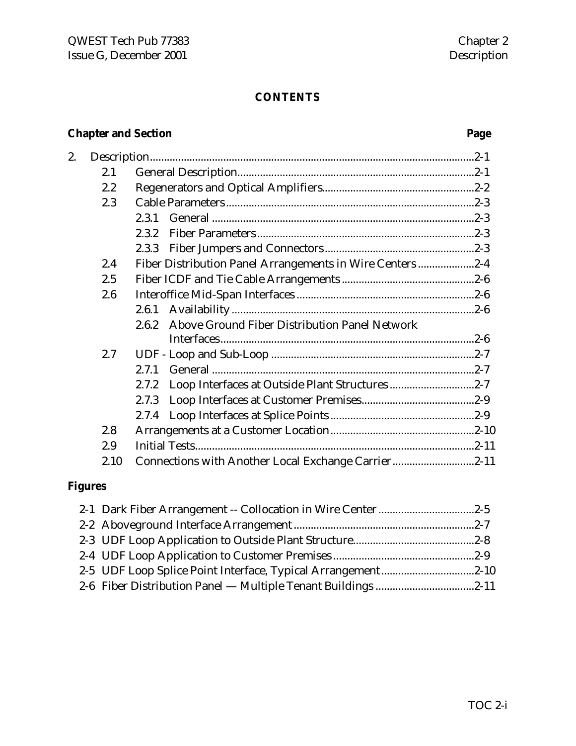# CONTENTS

| Chapter and Section | | | Page |
|---|---|---|---|
| 2. | Description | | 2-1 |
| | 2.1 | General Description | 2-1 |
| | 2.2 | Regenerators and Optical Amplifiers | 2-2 |
| | 2.3 | Cable Parameters | 2-3 |
| | | 2.3.1 General | 2-3 |
| | | 2.3.2 Fiber Parameters | 2-3 |
| | | 2.3.3 Fiber Jumpers and Connectors | 2-3 |
| | 2.4 | Fiber Distribution Panel Arrangements in Wire Centers | 2-4 |
| | 2.5 | Fiber ICDF and Tie Cable Arrangements | 2-6 |
| | 2.6 | Interoffice Mid-Span Interfaces | 2-6 |
| | | 2.6.1 Availability | 2-6 |
| | | 2.6.2 Above Ground Fiber Distribution Panel Network Interfaces | 2-6 |
| | 2.7 | UDF - Loop and Sub-Loop | 2-7 |
| | | 2.7.1 General | 2-7 |
| | | 2.7.2 Loop Interfaces at Outside Plant Structures | 2-7 |
| | | 2.7.3 Loop Interfaces at Customer Premises | 2-9 |
| | | 2.7.4 Loop Interfaces at Splice Points | 2-9 |
| | 2.8 | Arrangements at a Customer Location | 2-10 |
| | 2.9 | Initial Tests | 2-11 |
| | 2.10 | Connections with Another Local Exchange Carrier | 2-11 |

**Figures**

| Figure | Page |
|---|---|
| 2-1 Dark Fiber Arrangement -- Collocation in Wire Center | 2-5 |
| 2-2 Aboveground Interface Arrangement | 2-7 |
| 2-3 UDF Loop Application to Outside Plant Structure | 2-8 |
| 2-4 UDF Loop Application to Customer Premises | 2-9 |
| 2-5 UDF Loop Splice Point Interface, Typical Arrangement | 2-10 |
| 2-6 Fiber Distribution Panel — Multiple Tenant Buildings | 2-11 |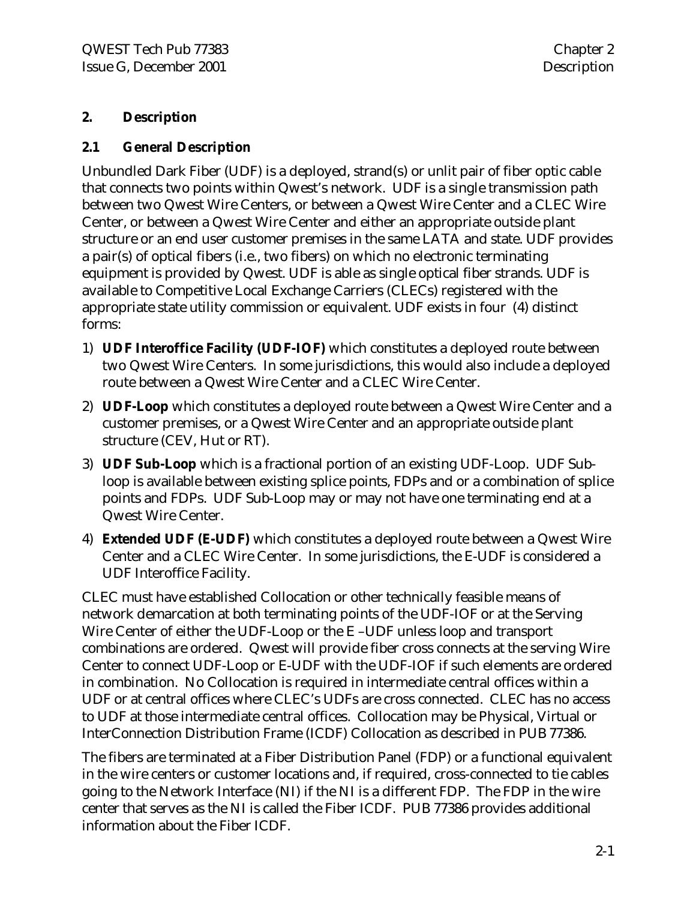## 2. Description

### 2.1 General Description

Unbundled Dark Fiber (UDF) is a deployed, strand(s) or unlit pair of fiber optic cable that connects two points within Qwest's network. UDF is a single transmission path between two Qwest Wire Centers, or between a Qwest Wire Center and a CLEC Wire Center, or between a Qwest Wire Center and either an appropriate outside plant structure or an end user customer premises in the same LATA and state. UDF provides a pair(s) of optical fibers (i.e., two fibers) on which no electronic terminating equipment is provided by Qwest. UDF is able as single optical fiber strands. UDF is available to Competitive Local Exchange Carriers (CLECs) registered with the appropriate state utility commission or equivalent. UDF exists in four (4) distinct forms:

1) **UDF Interoffice Facility (UDF-IOF)** which constitutes a deployed route between two Qwest Wire Centers. In some jurisdictions, this would also include a deployed route between a Qwest Wire Center and a CLEC Wire Center.
2) **UDF-Loop** which constitutes a deployed route between a Qwest Wire Center and a customer premises, or a Qwest Wire Center and an appropriate outside plant structure (CEV, Hut or RT).
3) **UDF Sub-Loop** which is a fractional portion of an existing UDF-Loop. UDF Sub-loop is available between existing splice points, FDPs and or a combination of splice points and FDPs. UDF Sub-Loop may or may not have one terminating end at a Qwest Wire Center.
4) **Extended UDF (E-UDF)** which constitutes a deployed route between a Qwest Wire Center and a CLEC Wire Center. In some jurisdictions, the E-UDF is considered a UDF Interoffice Facility.

CLEC must have established Collocation or other technically feasible means of network demarcation at both terminating points of the UDF-IOF or at the Serving Wire Center of either the UDF-Loop or the E –UDF unless loop and transport combinations are ordered. Qwest will provide fiber cross connects at the serving Wire Center to connect UDF-Loop or E-UDF with the UDF-IOF if such elements are ordered in combination. No Collocation is required in intermediate central offices within a UDF or at central offices where CLEC's UDFs are cross connected. CLEC has no access to UDF at those intermediate central offices. Collocation may be Physical, Virtual or InterConnection Distribution Frame (ICDF) Collocation as described in PUB 77386.

The fibers are terminated at a Fiber Distribution Panel (FDP) or a functional equivalent in the wire centers or customer locations and, if required, cross-connected to tie cables going to the Network Interface (NI) if the NI is a different FDP. The FDP in the wire center that serves as the NI is called the Fiber ICDF. PUB 77386 provides additional information about the Fiber ICDF.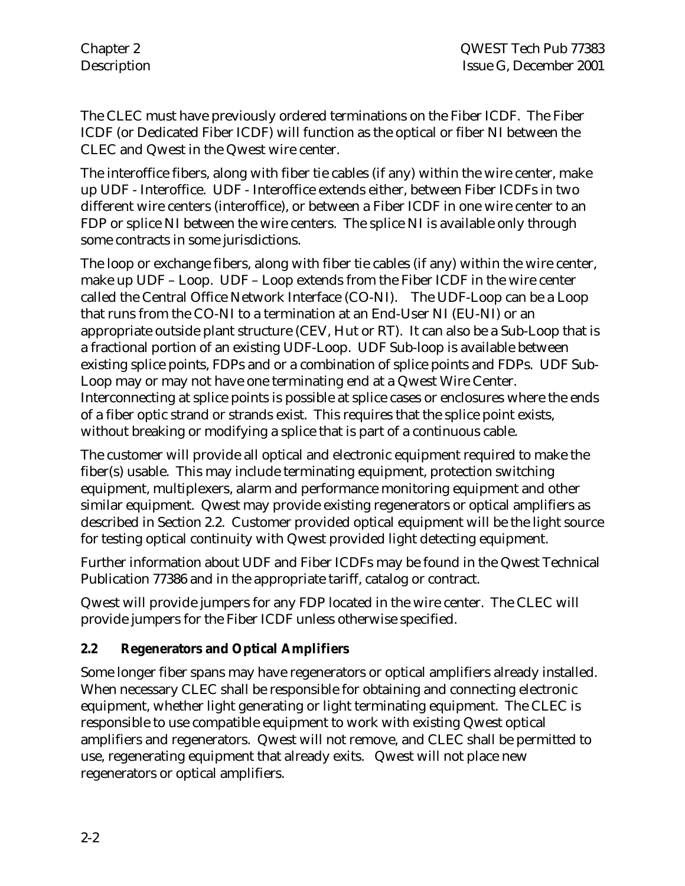The CLEC must have previously ordered terminations on the Fiber ICDF. The Fiber ICDF (or Dedicated Fiber ICDF) will function as the optical or fiber NI between the CLEC and Qwest in the Qwest wire center.

The interoffice fibers, along with fiber tie cables (if any) within the wire center, make up UDF - Interoffice. UDF - Interoffice extends either, between Fiber ICDFs in two different wire centers (interoffice), or between a Fiber ICDF in one wire center to an FDP or splice NI between the wire centers. The splice NI is available only through some contracts in some jurisdictions.

The loop or exchange fibers, along with fiber tie cables (if any) within the wire center, make up UDF – Loop. UDF – Loop extends from the Fiber ICDF in the wire center called the Central Office Network Interface (CO-NI). The UDF-Loop can be a Loop that runs from the CO-NI to a termination at an End-User NI (EU-NI) or an appropriate outside plant structure (CEV, Hut or RT). It can also be a Sub-Loop that is a fractional portion of an existing UDF-Loop. UDF Sub-loop is available between existing splice points, FDPs and or a combination of splice points and FDPs. UDF Sub-Loop may or may not have one terminating end at a Qwest Wire Center. Interconnecting at splice points is possible at splice cases or enclosures where the ends of a fiber optic strand or strands exist. This requires that the splice point exists, without breaking or modifying a splice that is part of a continuous cable.

The customer will provide all optical and electronic equipment required to make the fiber(s) usable. This may include terminating equipment, protection switching equipment, multiplexers, alarm and performance monitoring equipment and other similar equipment. Qwest may provide existing regenerators or optical amplifiers as described in Section 2.2. Customer provided optical equipment will be the light source for testing optical continuity with Qwest provided light detecting equipment.

Further information about UDF and Fiber ICDFs may be found in the Qwest Technical Publication 77386 and in the appropriate tariff, catalog or contract.

Qwest will provide jumpers for any FDP located in the wire center. The CLEC will provide jumpers for the Fiber ICDF unless otherwise specified.

### 2.2 Regenerators and Optical Amplifiers

Some longer fiber spans may have regenerators or optical amplifiers already installed. When necessary CLEC shall be responsible for obtaining and connecting electronic equipment, whether light generating or light terminating equipment. The CLEC is responsible to use compatible equipment to work with existing Qwest optical amplifiers and regenerators. Qwest will not remove, and CLEC shall be permitted to use, regenerating equipment that already exits. Qwest will not place new regenerators or optical amplifiers.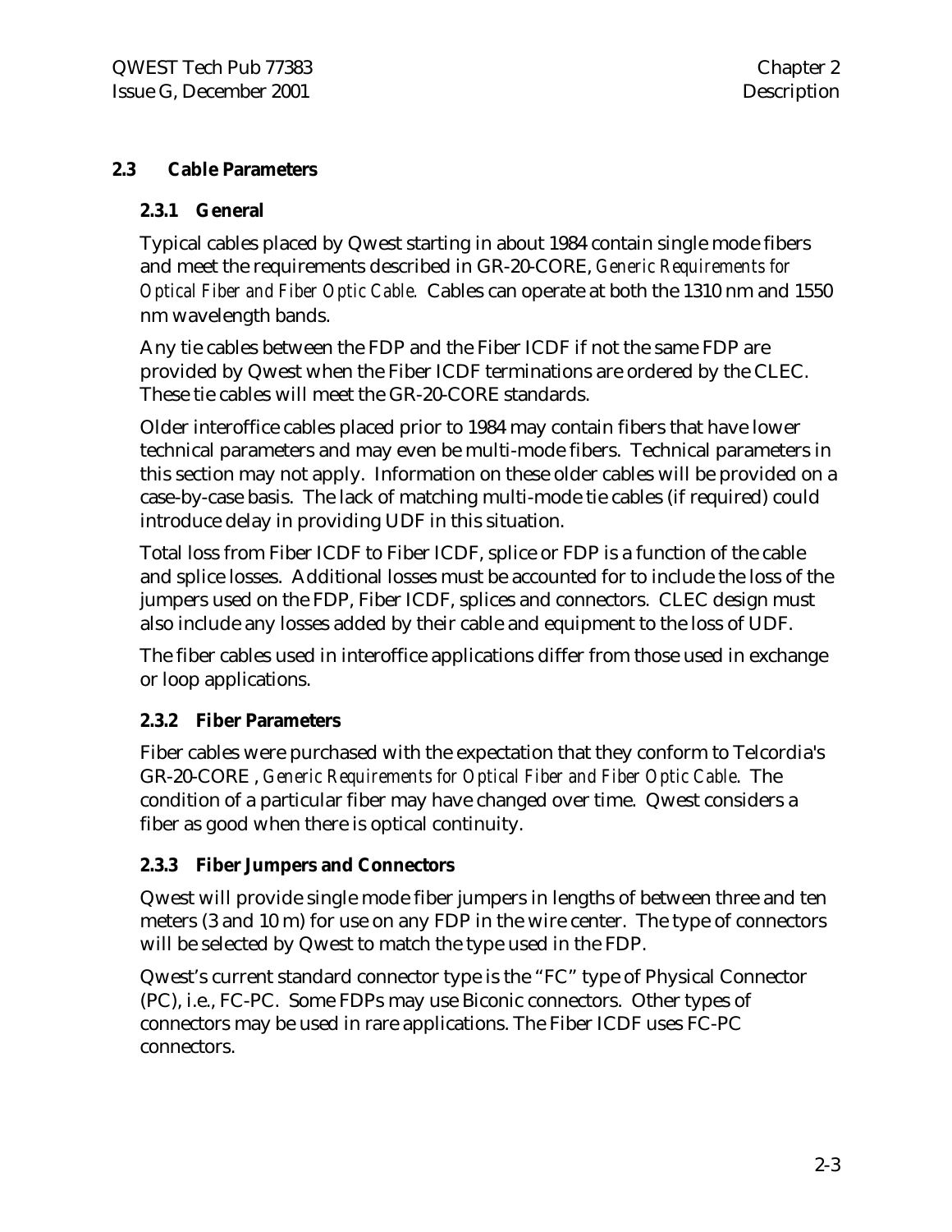## 2.3 Cable Parameters

### 2.3.1 General

Typical cables placed by Qwest starting in about 1984 contain single mode fibers and meet the requirements described in GR-20-CORE, *Generic Requirements for Optical Fiber and Fiber Optic Cable.* Cables can operate at both the 1310 nm and 1550 nm wavelength bands.

Any tie cables between the FDP and the Fiber ICDF if not the same FDP are provided by Qwest when the Fiber ICDF terminations are ordered by the CLEC. These tie cables will meet the GR-20-CORE standards.

Older interoffice cables placed prior to 1984 may contain fibers that have lower technical parameters and may even be multi-mode fibers. Technical parameters in this section may not apply. Information on these older cables will be provided on a case-by-case basis. The lack of matching multi-mode tie cables (if required) could introduce delay in providing UDF in this situation.

Total loss from Fiber ICDF to Fiber ICDF, splice or FDP is a function of the cable and splice losses. Additional losses must be accounted for to include the loss of the jumpers used on the FDP, Fiber ICDF, splices and connectors. CLEC design must also include any losses added by their cable and equipment to the loss of UDF.

The fiber cables used in interoffice applications differ from those used in exchange or loop applications.

### 2.3.2 Fiber Parameters

Fiber cables were purchased with the expectation that they conform to Telcordia's GR-20-CORE , *Generic Requirements for Optical Fiber and Fiber Optic Cable*. The condition of a particular fiber may have changed over time. Qwest considers a fiber as good when there is optical continuity.

### 2.3.3 Fiber Jumpers and Connectors

Qwest will provide single mode fiber jumpers in lengths of between three and ten meters (3 and 10 m) for use on any FDP in the wire center. The type of connectors will be selected by Qwest to match the type used in the FDP.

Qwest's current standard connector type is the "FC" type of Physical Connector (PC), i.e., FC-PC. Some FDPs may use Biconic connectors. Other types of connectors may be used in rare applications. The Fiber ICDF uses FC-PC connectors.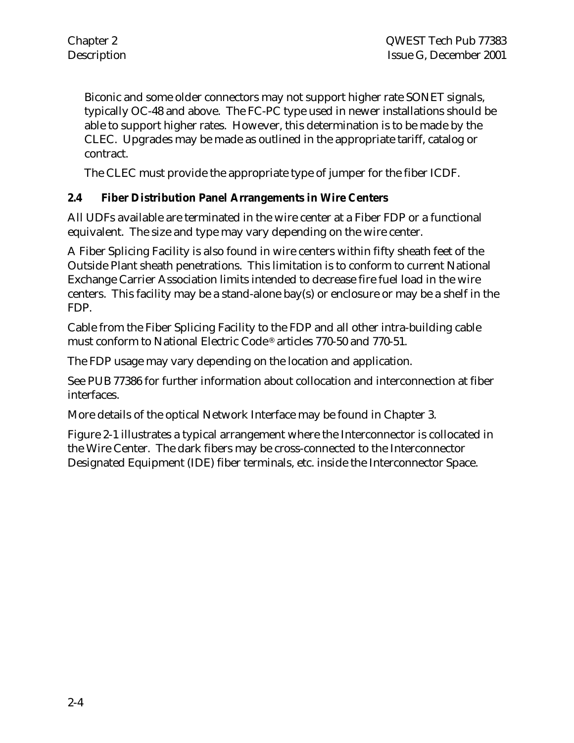Biconic and some older connectors may not support higher rate SONET signals, typically OC-48 and above. The FC-PC type used in newer installations should be able to support higher rates. However, this determination is to be made by the CLEC. Upgrades may be made as outlined in the appropriate tariff, catalog or contract.

The CLEC must provide the appropriate type of jumper for the fiber ICDF.

## 2.4 Fiber Distribution Panel Arrangements in Wire Centers

All UDFs available are terminated in the wire center at a Fiber FDP or a functional equivalent. The size and type may vary depending on the wire center.

A Fiber Splicing Facility is also found in wire centers within fifty sheath feet of the Outside Plant sheath penetrations. This limitation is to conform to current National Exchange Carrier Association limits intended to decrease fire fuel load in the wire centers. This facility may be a stand-alone bay(s) or enclosure or may be a shelf in the FDP.

Cable from the Fiber Splicing Facility to the FDP and all other intra-building cable must conform to National Electric Code® articles 770-50 and 770-51.

The FDP usage may vary depending on the location and application.

See PUB 77386 for further information about collocation and interconnection at fiber interfaces.

More details of the optical Network Interface may be found in Chapter 3.

Figure 2-1 illustrates a typical arrangement where the Interconnector is collocated in the Wire Center. The dark fibers may be cross-connected to the Interconnector Designated Equipment (IDE) fiber terminals, etc. inside the Interconnector Space.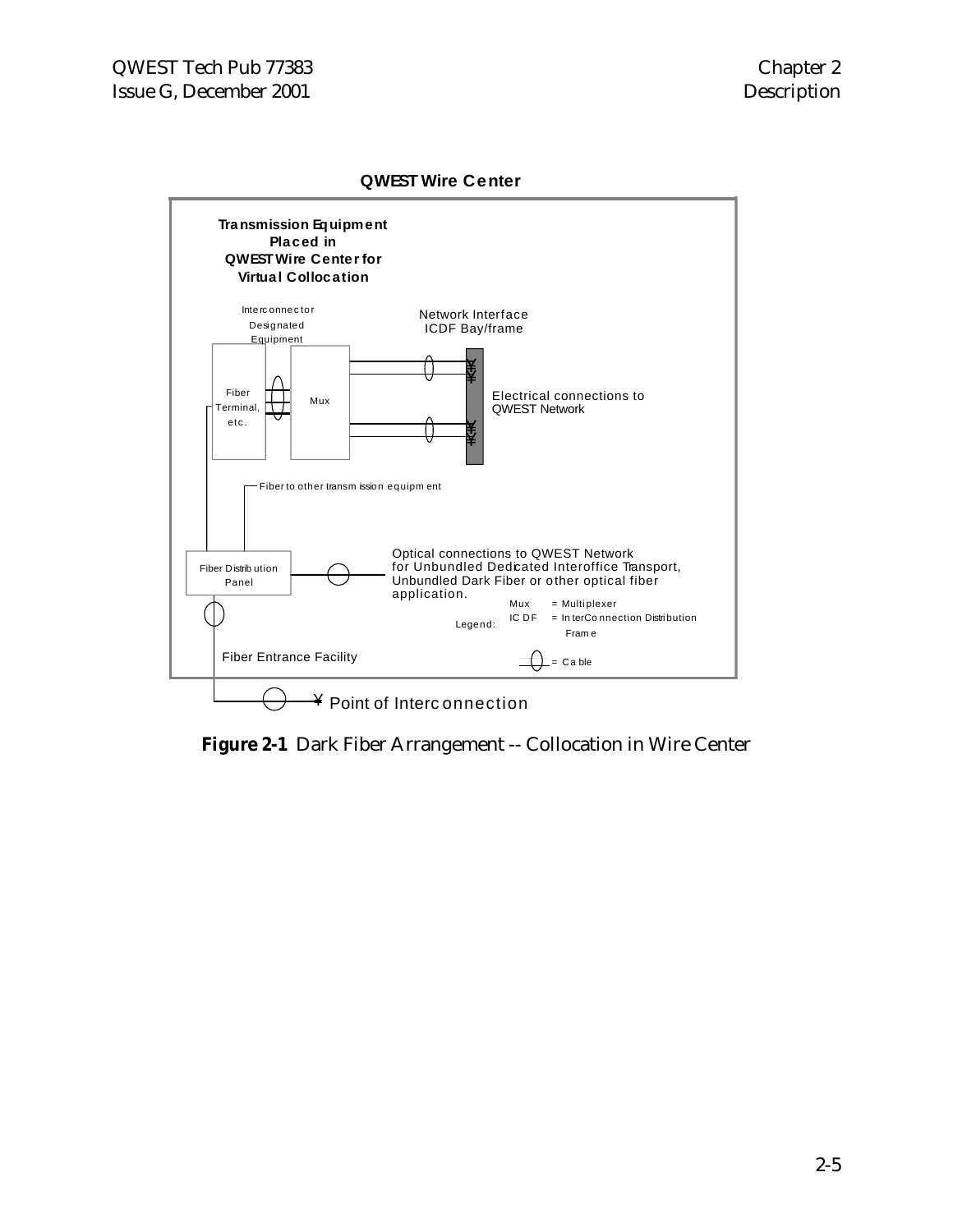**QWEST Wire Center**

**Transmission Equipment Placed in QWEST Wire Center for Virtual Collocation**

Interconnector Designated Equipment

Fiber Terminal, etc.

Mux

Network Interface ICDF Bay/frame

Electrical connections to QWEST Network

Fiber to other transmission equipment

Fiber Distribution Panel

Optical connections to QWEST Network for Unbundled Dedicated Interoffice Transport, Unbundled Dark Fiber or other optical fiber application.

Legend:
Mux = Multiplexer
ICDF = InterConnection Distribution Frame
= Cable

Fiber Entrance Facility

¥ Point of Interconnection

**Figure 2-1** Dark Fiber Arrangement -- Collocation in Wire Center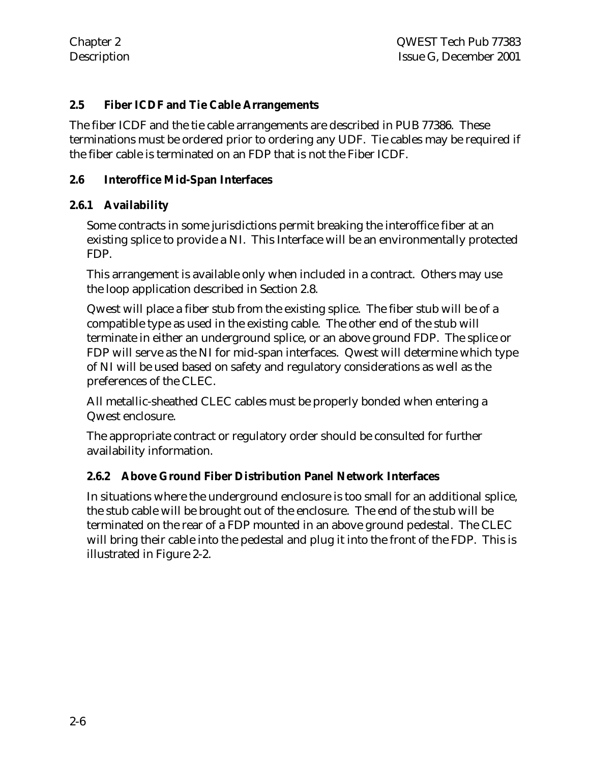## 2.5 Fiber ICDF and Tie Cable Arrangements

The fiber ICDF and the tie cable arrangements are described in PUB 77386. These terminations must be ordered prior to ordering any UDF. Tie cables may be required if the fiber cable is terminated on an FDP that is not the Fiber ICDF.

## 2.6 Interoffice Mid-Span Interfaces

### 2.6.1 Availability

Some contracts in some jurisdictions permit breaking the interoffice fiber at an existing splice to provide a NI. This Interface will be an environmentally protected FDP.

This arrangement is available only when included in a contract. Others may use the loop application described in Section 2.8.

Qwest will place a fiber stub from the existing splice. The fiber stub will be of a compatible type as used in the existing cable. The other end of the stub will terminate in either an underground splice, or an above ground FDP. The splice or FDP will serve as the NI for mid-span interfaces. Qwest will determine which type of NI will be used based on safety and regulatory considerations as well as the preferences of the CLEC.

All metallic-sheathed CLEC cables must be properly bonded when entering a Qwest enclosure.

The appropriate contract or regulatory order should be consulted for further availability information.

### 2.6.2 Above Ground Fiber Distribution Panel Network Interfaces

In situations where the underground enclosure is too small for an additional splice, the stub cable will be brought out of the enclosure. The end of the stub will be terminated on the rear of a FDP mounted in an above ground pedestal. The CLEC will bring their cable into the pedestal and plug it into the front of the FDP. This is illustrated in Figure 2-2.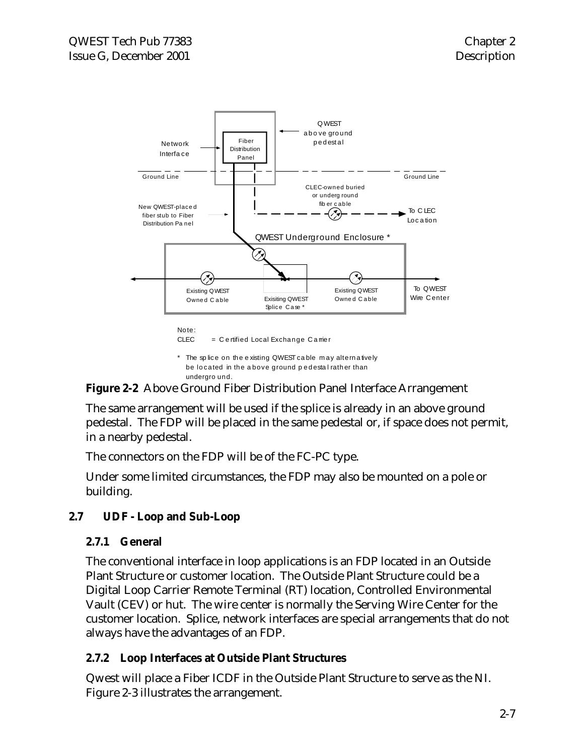Network Interface

Fiber Distribution Panel

QWEST above ground pedestal

Ground Line

Ground Line

CLEC-owned buried or underground fiber cable

New QWEST-placed fiber stub to Fiber Distribution Panel

To CLEC Location

QWEST Underground Enclosure *

Existing QWEST Owned Cable

Exisiting QWEST Splice Case *

Existing QWEST Owned Cable

To QWEST Wire Center

Note:
CLEC = Certified Local Exchange Carrier

* The splice on the existing QWEST cable may alternatively be located in the above ground pedestal rather than underground.

**Figure 2-2** Above Ground Fiber Distribution Panel Interface Arrangement

The same arrangement will be used if the splice is already in an above ground pedestal. The FDP will be placed in the same pedestal or, if space does not permit, in a nearby pedestal.

The connectors on the FDP will be of the FC-PC type.

Under some limited circumstances, the FDP may also be mounted on a pole or building.

## 2.7 UDF - Loop and Sub-Loop

### 2.7.1 General

The conventional interface in loop applications is an FDP located in an Outside Plant Structure or customer location. The Outside Plant Structure could be a Digital Loop Carrier Remote Terminal (RT) location, Controlled Environmental Vault (CEV) or hut. The wire center is normally the Serving Wire Center for the customer location. Splice, network interfaces are special arrangements that do not always have the advantages of an FDP.

### 2.7.2 Loop Interfaces at Outside Plant Structures

Qwest will place a Fiber ICDF in the Outside Plant Structure to serve as the NI. Figure 2-3 illustrates the arrangement.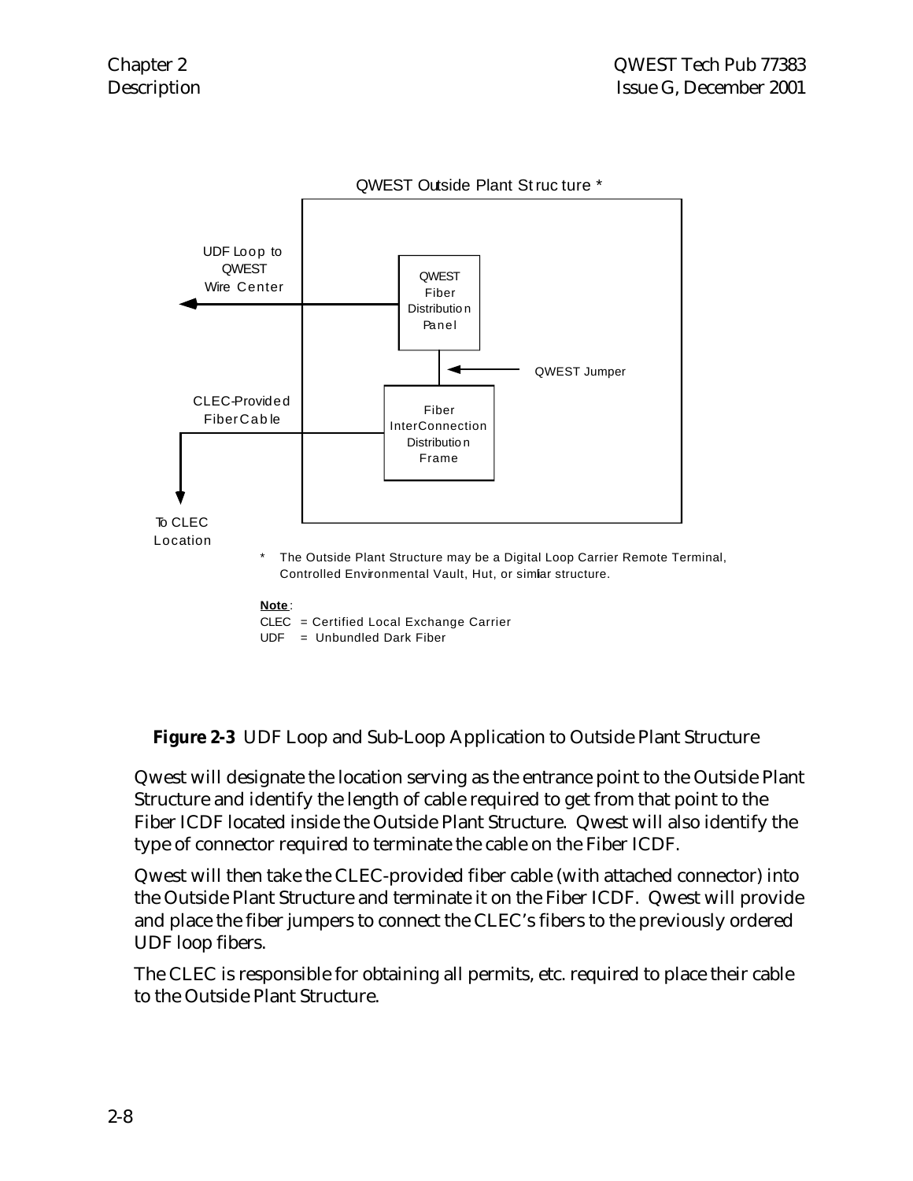QWEST Outside Plant Structure *

UDF Loop to QWEST Wire Center

QWEST Fiber Distribution Panel

QWEST Jumper

CLEC-Provided Fiber Cable

Fiber InterConnection Distribution Frame

To CLEC Location

\* The Outside Plant Structure may be a Digital Loop Carrier Remote Terminal, Controlled Environmental Vault, Hut, or similar structure.

**Note**:
CLEC = Certified Local Exchange Carrier
UDF = Unbundled Dark Fiber

**Figure 2-3** UDF Loop and Sub-Loop Application to Outside Plant Structure

Qwest will designate the location serving as the entrance point to the Outside Plant Structure and identify the length of cable required to get from that point to the Fiber ICDF located inside the Outside Plant Structure. Qwest will also identify the type of connector required to terminate the cable on the Fiber ICDF.

Qwest will then take the CLEC-provided fiber cable (with attached connector) into the Outside Plant Structure and terminate it on the Fiber ICDF. Qwest will provide and place the fiber jumpers to connect the CLEC's fibers to the previously ordered UDF loop fibers.

The CLEC is responsible for obtaining all permits, etc. required to place their cable to the Outside Plant Structure.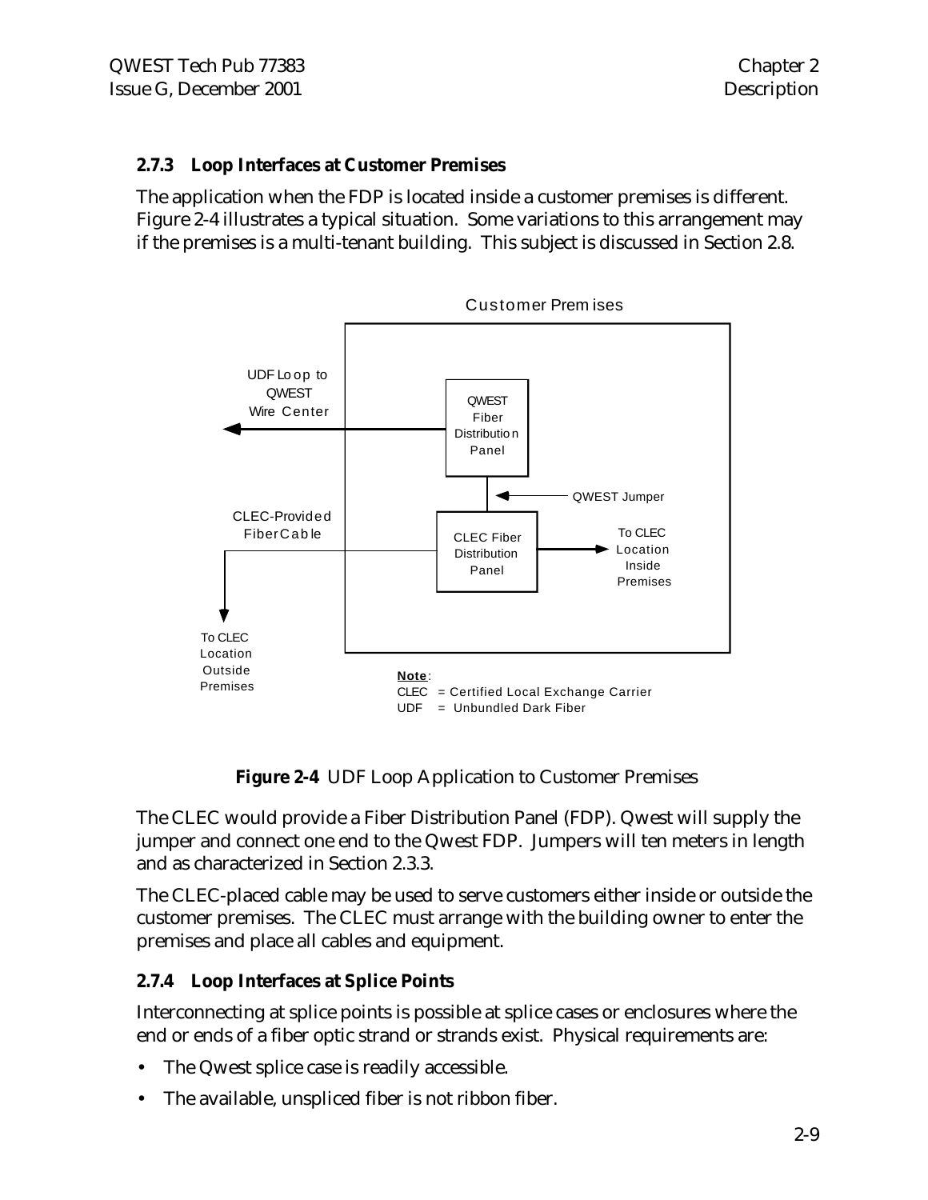### 2.7.3 Loop Interfaces at Customer Premises

The application when the FDP is located inside a customer premises is different. Figure 2-4 illustrates a typical situation. Some variations to this arrangement may if the premises is a multi-tenant building. This subject is discussed in Section 2.8.

Customer Premises

UDF Loop to QWEST Wire Center

QWEST Fiber Distribution Panel

QWEST Jumper

CLEC-Provided Fiber Cable

CLEC Fiber Distribution Panel

To CLEC Location Inside Premises

To CLEC Location Outside Premises

**Note**:
CLEC = Certified Local Exchange Carrier
UDF = Unbundled Dark Fiber

**Figure 2-4** UDF Loop Application to Customer Premises

The CLEC would provide a Fiber Distribution Panel (FDP). Qwest will supply the jumper and connect one end to the Qwest FDP. Jumpers will ten meters in length and as characterized in Section 2.3.3.

The CLEC-placed cable may be used to serve customers either inside or outside the customer premises. The CLEC must arrange with the building owner to enter the premises and place all cables and equipment.

### 2.7.4 Loop Interfaces at Splice Points

Interconnecting at splice points is possible at splice cases or enclosures where the end or ends of a fiber optic strand or strands exist. Physical requirements are:

- The Qwest splice case is readily accessible.
- The available, unspliced fiber is not ribbon fiber.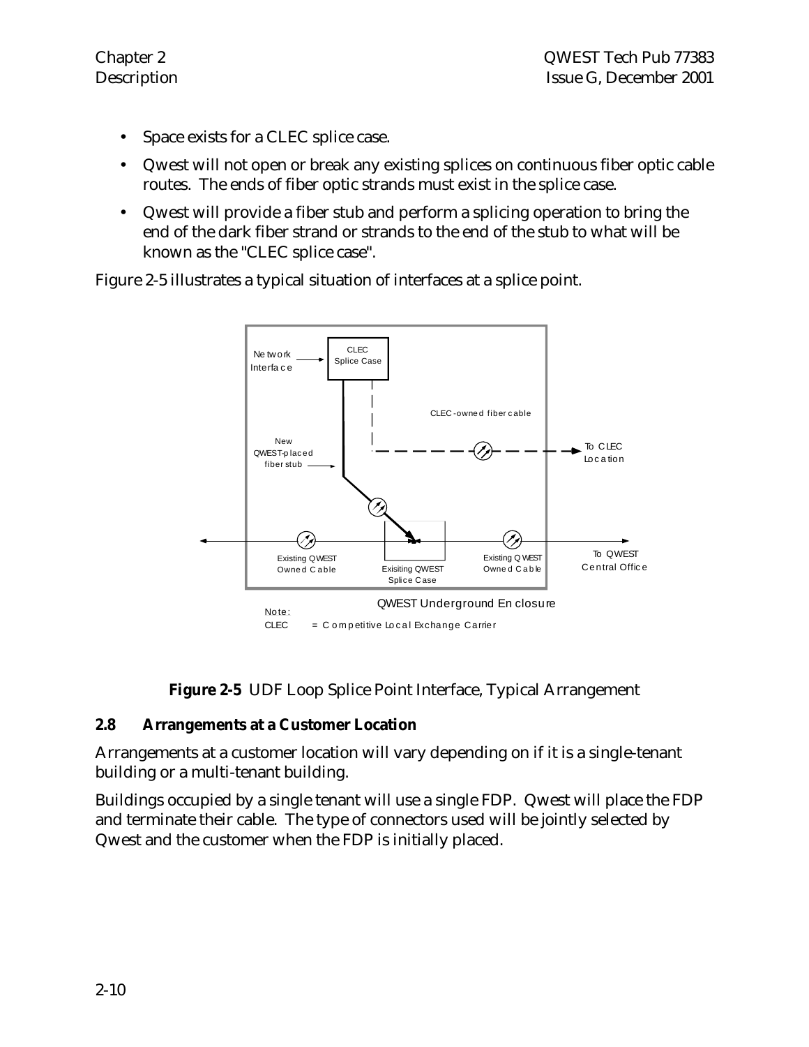- Space exists for a CLEC splice case.
- Qwest will not open or break any existing splices on continuous fiber optic cable routes. The ends of fiber optic strands must exist in the splice case.
- Qwest will provide a fiber stub and perform a splicing operation to bring the end of the dark fiber strand or strands to the end of the stub to what will be known as the "CLEC splice case".

Figure 2-5 illustrates a typical situation of interfaces at a splice point.

Network Interface → CLEC Splice Case

CLEC-owned fiber cable

New QWEST-placed fiber stub

To CLEC Location

Existing QWEST Owned Cable

Exisiting QWEST Splice Case

Existing QWEST Owned Cable

To QWEST Central Office

QWEST Underground Enclosure

Note:
CLEC = Competitive Local Exchange Carrier

**Figure 2-5** UDF Loop Splice Point Interface, Typical Arrangement

### 2.8 Arrangements at a Customer Location

Arrangements at a customer location will vary depending on if it is a single-tenant building or a multi-tenant building.

Buildings occupied by a single tenant will use a single FDP. Qwest will place the FDP and terminate their cable. The type of connectors used will be jointly selected by Qwest and the customer when the FDP is initially placed.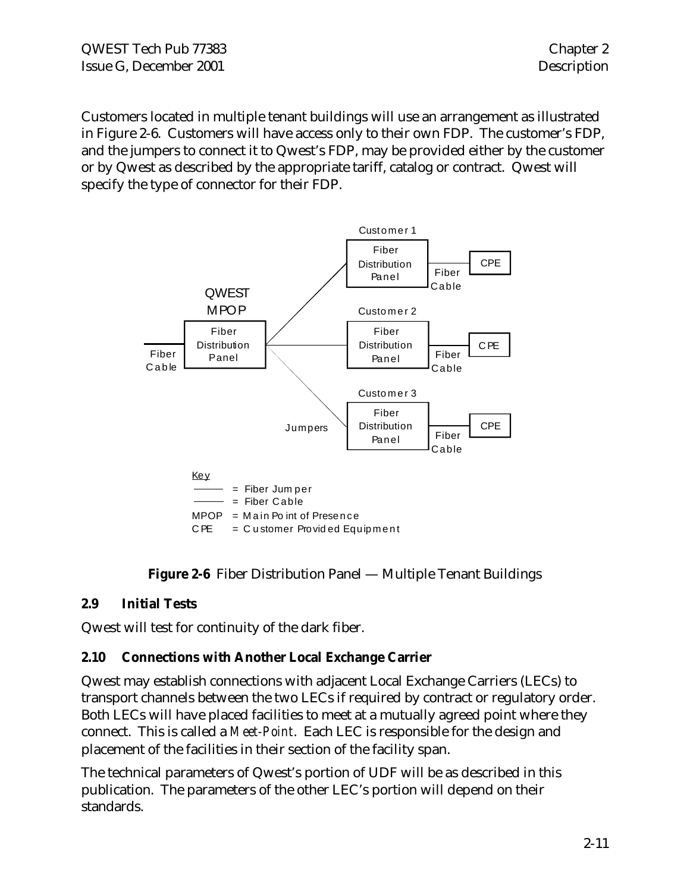Customers located in multiple tenant buildings will use an arrangement as illustrated in Figure 2-6. Customers will have access only to their own FDP. The customer's FDP, and the jumpers to connect it to Qwest's FDP, may be provided either by the customer or by Qwest as described by the appropriate tariff, catalog or contract. Qwest will specify the type of connector for their FDP.

Customer 1

Fiber Distribution Panel

Fiber Cable

CPE

QWEST MPOP

Fiber Distribution Panel

Fiber Cable

Customer 2

Fiber Distribution Panel

Fiber Cable

CPE

Customer 3

Fiber Distribution Panel

Fiber Cable

CPE

Jumpers

Key

——— = Fiber Jumper

——— = Fiber Cable

MPOP = Main Point of Presence

CPE = Customer Provided Equipment

**Figure 2-6** Fiber Distribution Panel — Multiple Tenant Buildings

## 2.9 Initial Tests

Qwest will test for continuity of the dark fiber.

## 2.10 Connections with Another Local Exchange Carrier

Qwest may establish connections with adjacent Local Exchange Carriers (LECs) to transport channels between the two LECs if required by contract or regulatory order. Both LECs will have placed facilities to meet at a mutually agreed point where they connect. This is called a *Meet-Point*. Each LEC is responsible for the design and placement of the facilities in their section of the facility span.

The technical parameters of Qwest's portion of UDF will be as described in this publication. The parameters of the other LEC's portion will depend on their standards.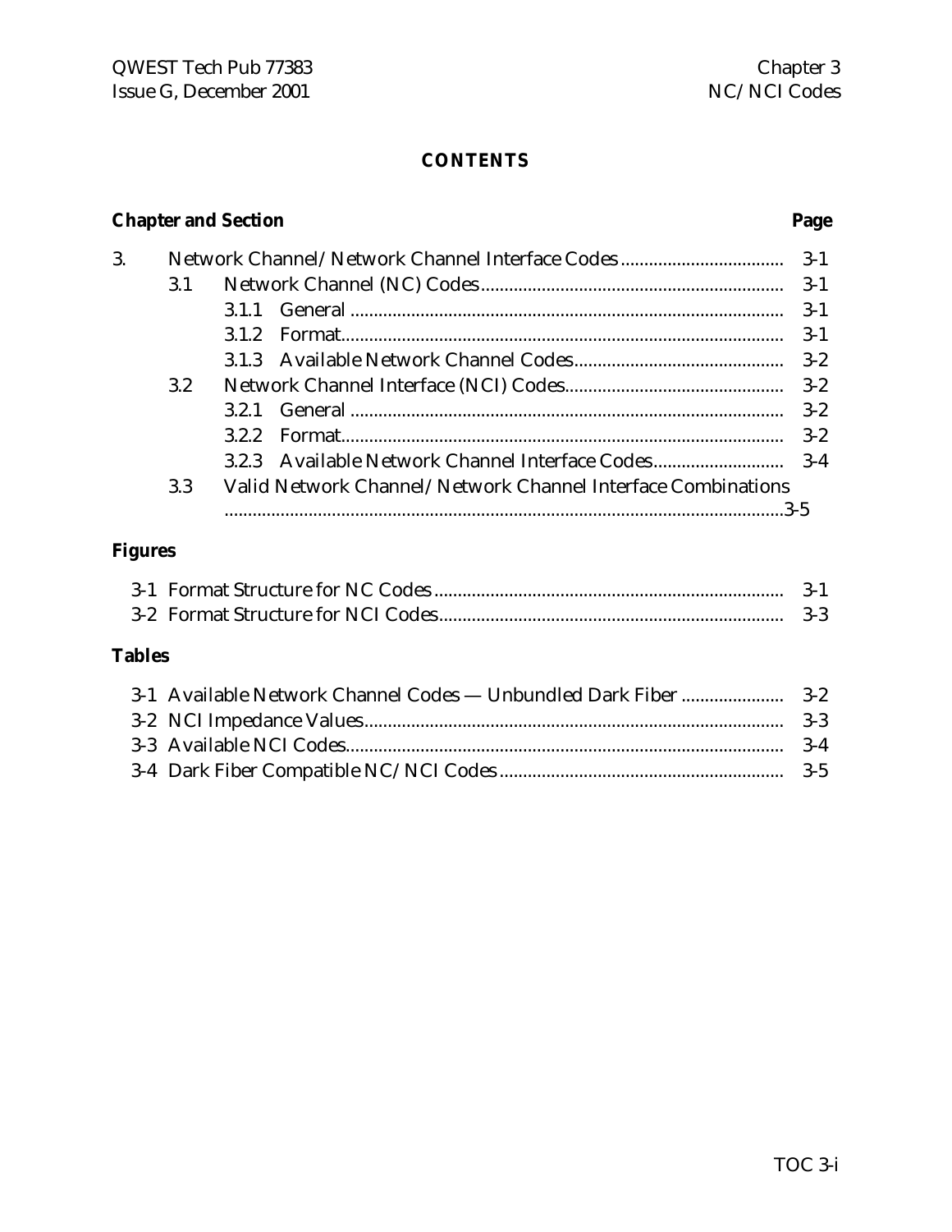# CONTENTS

| Chapter and Section | | | Page |
|---|---|---|---|
| 3. | Network Channel/Network Channel Interface Codes | | 3-1 |
| | 3.1 | Network Channel (NC) Codes | 3-1 |
| | | 3.1.1 General | 3-1 |
| | | 3.1.2 Format | 3-1 |
| | | 3.1.3 Available Network Channel Codes | 3-2 |
| | 3.2 | Network Channel Interface (NCI) Codes | 3-2 |
| | | 3.2.1 General | 3-2 |
| | | 3.2.2 Format | 3-2 |
| | | 3.2.3 Available Network Channel Interface Codes | 3-4 |
| | 3.3 | Valid Network Channel/Network Channel Interface Combinations | 3-5 |

## Figures

| | |
|---|---|
| 3-1 Format Structure for NC Codes | 3-1 |
| 3-2 Format Structure for NCI Codes | 3-3 |

## Tables

| | |
|---|---|
| 3-1 Available Network Channel Codes — Unbundled Dark Fiber | 3-2 |
| 3-2 NCI Impedance Values | 3-3 |
| 3-3 Available NCI Codes | 3-4 |
| 3-4 Dark Fiber Compatible NC/NCI Codes | 3-5 |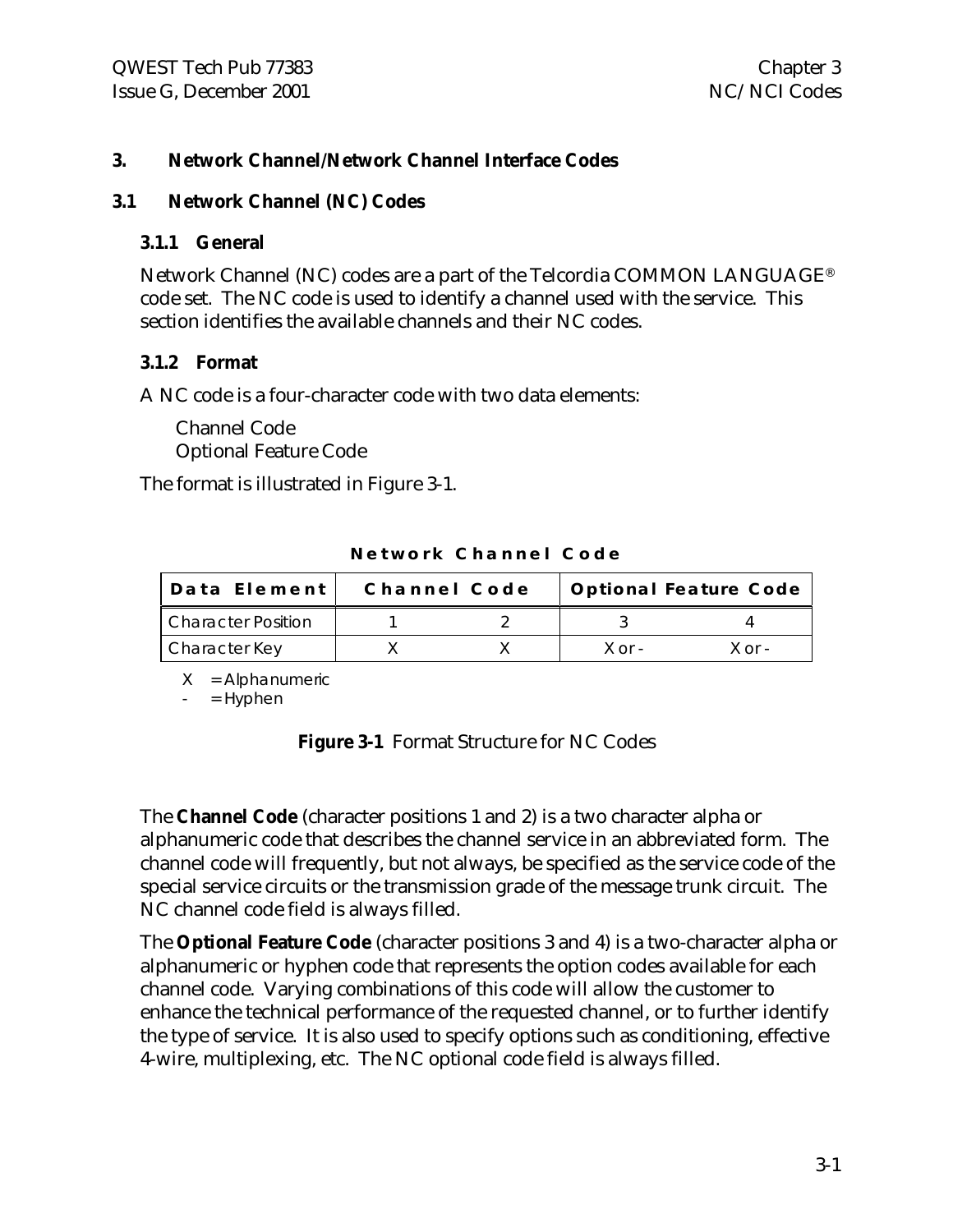# 3. Network Channel/Network Channel Interface Codes

## 3.1 Network Channel (NC) Codes

### 3.1.1 General

Network Channel (NC) codes are a part of the Telcordia COMMON LANGUAGE® code set. The NC code is used to identify a channel used with the service. This section identifies the available channels and their NC codes.

### 3.1.2 Format

A NC code is a four-character code with two data elements:

Channel Code
Optional Feature Code

The format is illustrated in Figure 3-1.

**Network Channel Code**

| Data Element | Channel Code | | Optional Feature Code | |
|---|---|---|---|---|
| Character Position | 1 | 2 | 3 | 4 |
| Character Key | X | X | X or - | X or - |

X = Alphanumeric
\- = Hyphen

**Figure 3-1** Format Structure for NC Codes

The **Channel Code** (character positions 1 and 2) is a two character alpha or alphanumeric code that describes the channel service in an abbreviated form. The channel code will frequently, but not always, be specified as the service code of the special service circuits or the transmission grade of the message trunk circuit. The NC channel code field is always filled.

The **Optional Feature Code** (character positions 3 and 4) is a two-character alpha or alphanumeric or hyphen code that represents the option codes available for each channel code. Varying combinations of this code will allow the customer to enhance the technical performance of the requested channel, or to further identify the type of service. It is also used to specify options such as conditioning, effective 4-wire, multiplexing, etc. The NC optional code field is always filled.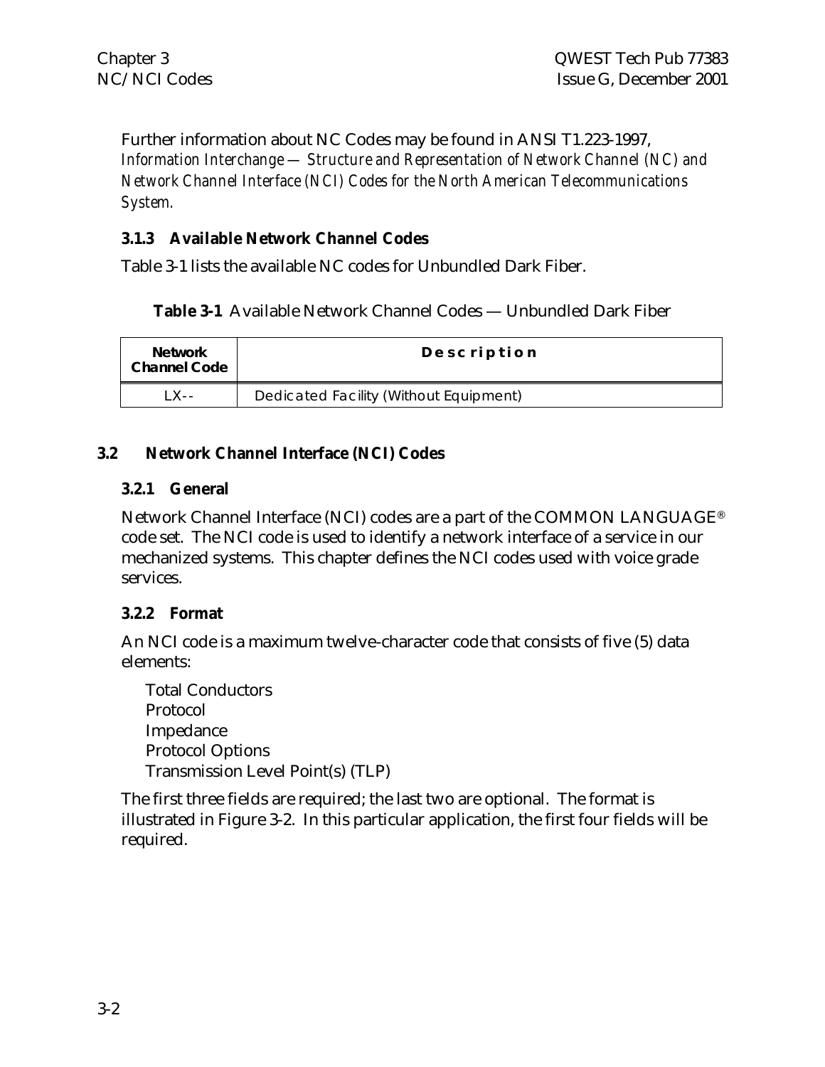Further information about NC Codes may be found in ANSI T1.223-1997, *Information Interchange — Structure and Representation of Network Channel (NC) and Network Channel Interface (NCI) Codes for the North American Telecommunications System.*

### 3.1.3 Available Network Channel Codes

Table 3-1 lists the available NC codes for Unbundled Dark Fiber.

**Table 3-1** Available Network Channel Codes — Unbundled Dark Fiber

| Network Channel Code | Description |
|---|---|
| LX-- | Dedicated Facility (Without Equipment) |

## 3.2 Network Channel Interface (NCI) Codes

### 3.2.1 General

Network Channel Interface (NCI) codes are a part of the COMMON LANGUAGE® code set. The NCI code is used to identify a network interface of a service in our mechanized systems. This chapter defines the NCI codes used with voice grade services.

### 3.2.2 Format

An NCI code is a maximum twelve-character code that consists of five (5) data elements:

- Total Conductors
- Protocol
- Impedance
- Protocol Options
- Transmission Level Point(s) (TLP)

The first three fields are required; the last two are optional. The format is illustrated in Figure 3-2. In this particular application, the first four fields will be required.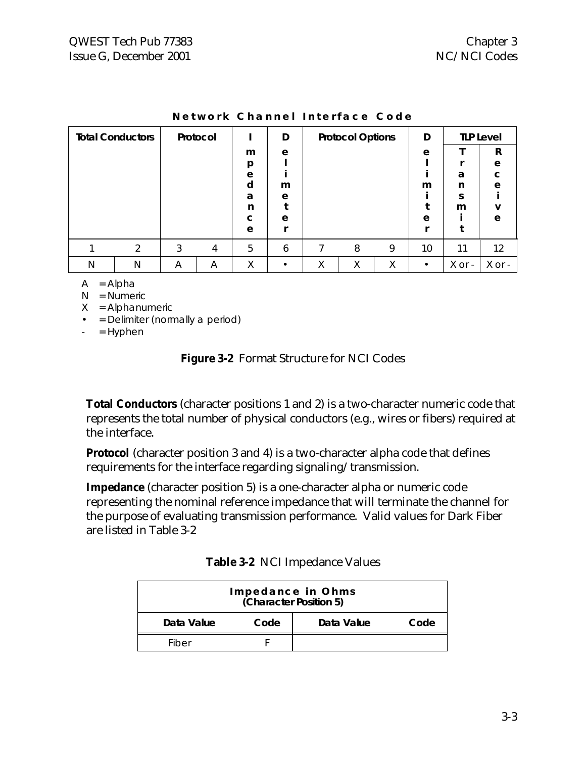**Network Channel Interface Code**

| Total Conductors | | Protocol | | Impedance | Delimiter | Protocol Options | | | Delimiter | TLP Level | |
|---|---|---|---|---|---|---|---|---|---|---|---|
| | | | | | | | | | | Transmit | Receive |
| 1 | 2 | 3 | 4 | 5 | 6 | 7 | 8 | 9 | 10 | 11 | 12 |
| N | N | A | A | X | • | X | X | X | • | X or - | X or - |

A = Alpha
N = Numeric
X = Alphanumeric
• = Delimiter (normally a period)
- = Hyphen

**Figure 3-2** Format Structure for NCI Codes

**Total Conductors** (character positions 1 and 2) is a two-character numeric code that represents the total number of physical conductors (e.g., wires or fibers) required at the interface.

**Protocol** (character position 3 and 4) is a two-character alpha code that defines requirements for the interface regarding signaling/transmission.

**Impedance** (character position 5) is a one-character alpha or numeric code representing the nominal reference impedance that will terminate the channel for the purpose of evaluating transmission performance. Valid values for Dark Fiber are listed in Table 3-2

**Table 3-2** NCI Impedance Values

| Impedance in Ohms (Character Position 5) | | | |
|---|---|---|---|
| **Data Value** | **Code** | **Data Value** | **Code** |
| Fiber | F | | |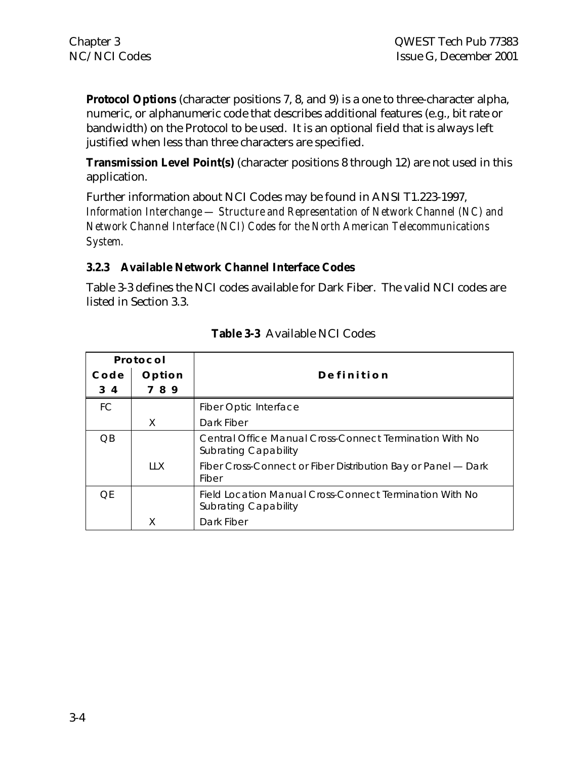**Protocol Options** (character positions 7, 8, and 9) is a one to three-character alpha, numeric, or alphanumeric code that describes additional features (e.g., bit rate or bandwidth) on the Protocol to be used. It is an optional field that is always left justified when less than three characters are specified.

**Transmission Level Point(s)** (character positions 8 through 12) are not used in this application.

Further information about NCI Codes may be found in ANSI T1.223-1997, *Information Interchange — Structure and Representation of Network Channel (NC) and Network Channel Interface (NCI) Codes for the North American Telecommunications System.*

### 3.2.3 Available Network Channel Interface Codes

Table 3-3 defines the NCI codes available for Dark Fiber. The valid NCI codes are listed in Section 3.3.

**Table 3-3** Available NCI Codes

| Protocol | | Definition |
|---|---|---|
| Code 3 4 | Option 7 8 9 | |
| FC | | Fiber Optic Interface |
| | X | Dark Fiber |
| QB | | Central Office Manual Cross-Connect Termination With No Subrating Capability |
| | LLX | Fiber Cross-Connect or Fiber Distribution Bay or Panel — Dark Fiber |
| QE | | Field Location Manual Cross-Connect Termination With No Subrating Capability |
| | X | Dark Fiber |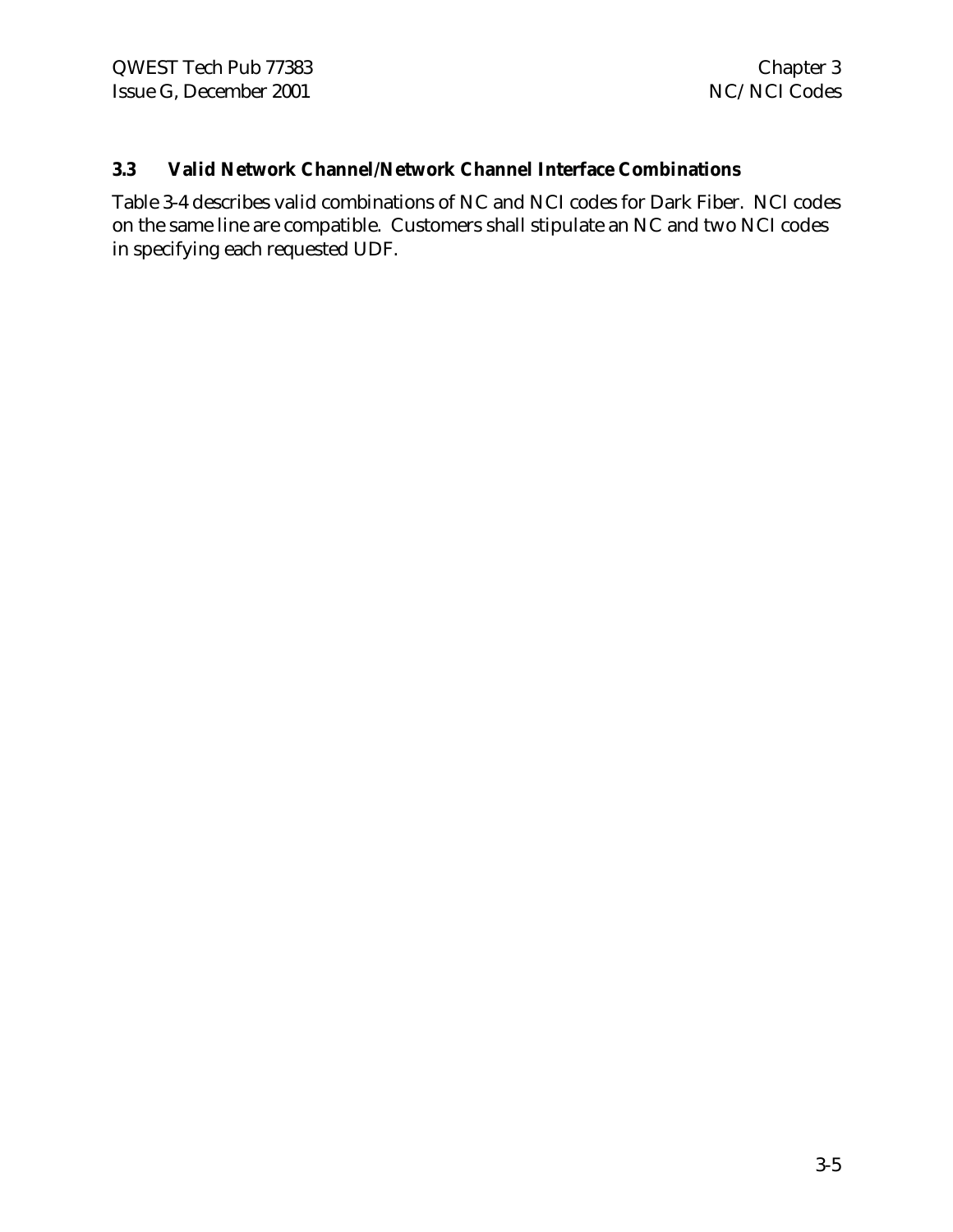### 3.3 Valid Network Channel/Network Channel Interface Combinations

Table 3-4 describes valid combinations of NC and NCI codes for Dark Fiber. NCI codes on the same line are compatible. Customers shall stipulate an NC and two NCI codes in specifying each requested UDF.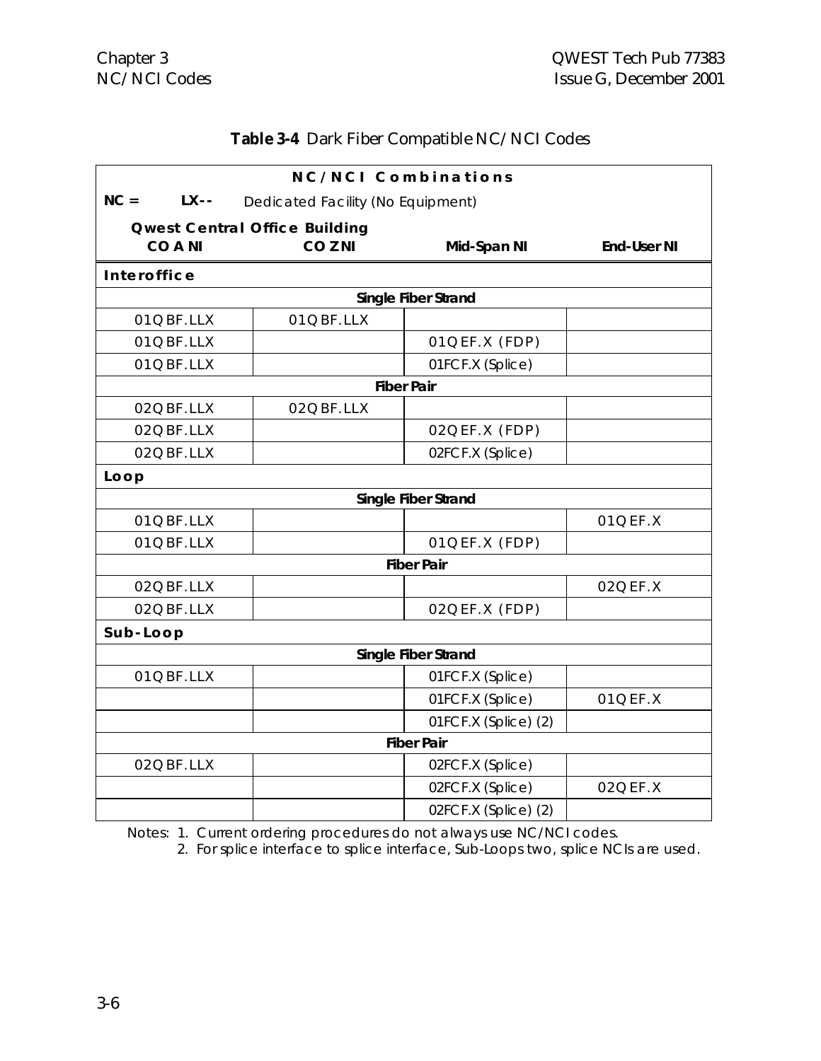**Table 3-4** Dark Fiber Compatible NC/NCI Codes

| NC/NCI Combinations | | | |
|---|---|---|---|
| **NC = LX--** Dedicated Facility (No Equipment) | | | |
| **Qwest Central Office Building** | | | |
| **CO A NI** | **CO Z NI** | **Mid-Span NI** | **End-User NI** |
| **Interoffice** | | | |
| | | **Single Fiber Strand** | |
| 01QBF.LLX | 01QBF.LLX | | |
| 01QBF.LLX | | 01QEF.X (FDP) | |
| 01QBF.LLX | | 01FCF.X (Splice) | |
| | | **Fiber Pair** | |
| 02QBF.LLX | 02QBF.LLX | | |
| 02QBF.LLX | | 02QEF.X (FDP) | |
| 02QBF.LLX | | 02FCF.X (Splice) | |
| **Loop** | | | |
| | | **Single Fiber Strand** | |
| 01QBF.LLX | | | 01QEF.X |
| 01QBF.LLX | | 01QEF.X (FDP) | |
| | | **Fiber Pair** | |
| 02QBF.LLX | | | 02QEF.X |
| 02QBF.LLX | | 02QEF.X (FDP) | |
| **Sub-Loop** | | | |
| | | **Single Fiber Strand** | |
| 01QBF.LLX | | 01FCF.X (Splice) | |
| | | 01FCF.X (Splice) | 01QEF.X |
| | | 01FCF.X (Splice) (2) | |
| | | **Fiber Pair** | |
| 02QBF.LLX | | 02FCF.X (Splice) | |
| | | 02FCF.X (Splice) | 02QEF.X |
| | | 02FCF.X (Splice) (2) | |

Notes: 1. Current ordering procedures do not always use NC/NCI codes.
2. For splice interface to splice interface, Sub-Loops two, splice NCIs are used.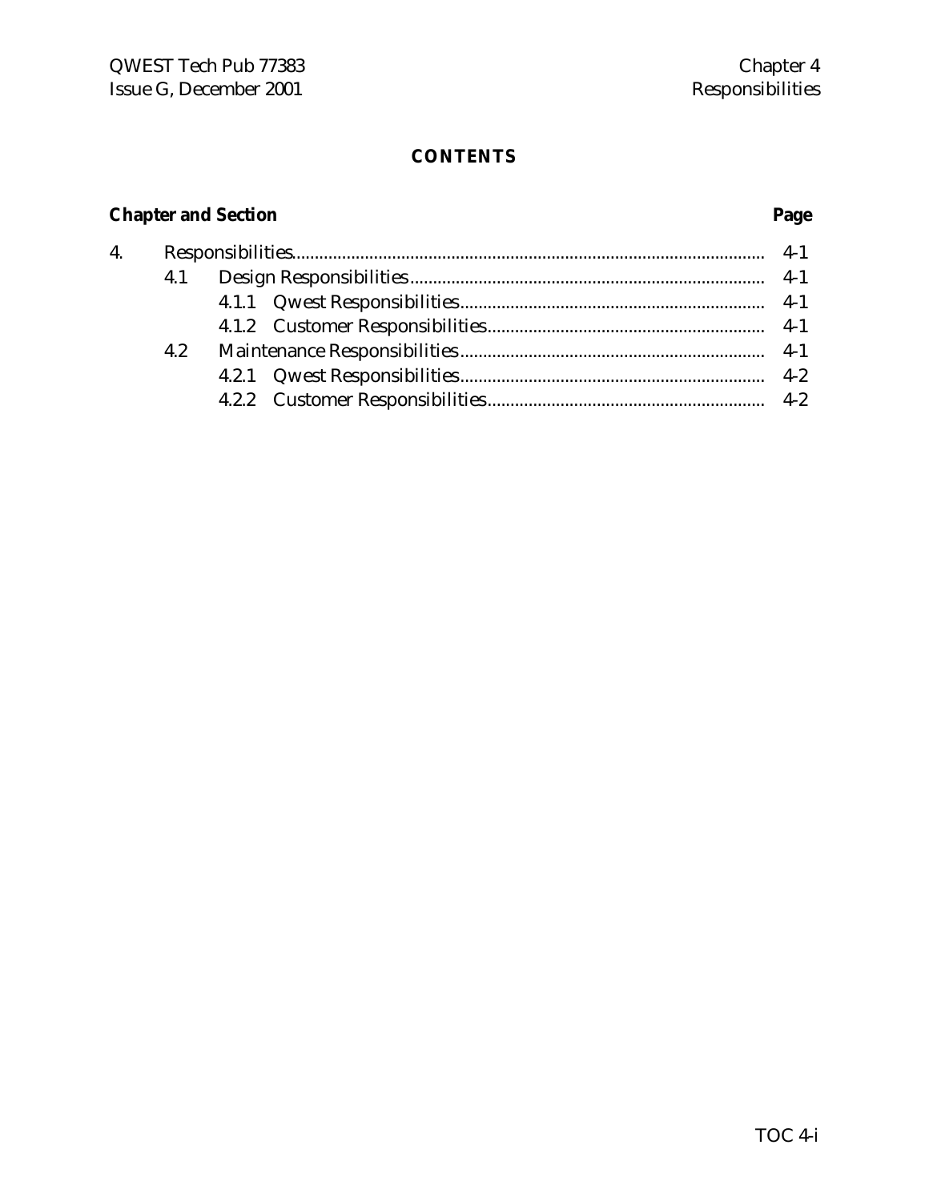# CONTENTS

| Chapter and Section | | | Page |
|---|---|---|---|
| 4. | Responsibilities | | 4-1 |
| | 4.1 | Design Responsibilities | 4-1 |
| | | 4.1.1 Qwest Responsibilities | 4-1 |
| | | 4.1.2 Customer Responsibilities | 4-1 |
| | 4.2 | Maintenance Responsibilities | 4-1 |
| | | 4.2.1 Qwest Responsibilities | 4-2 |
| | | 4.2.2 Customer Responsibilities | 4-2 |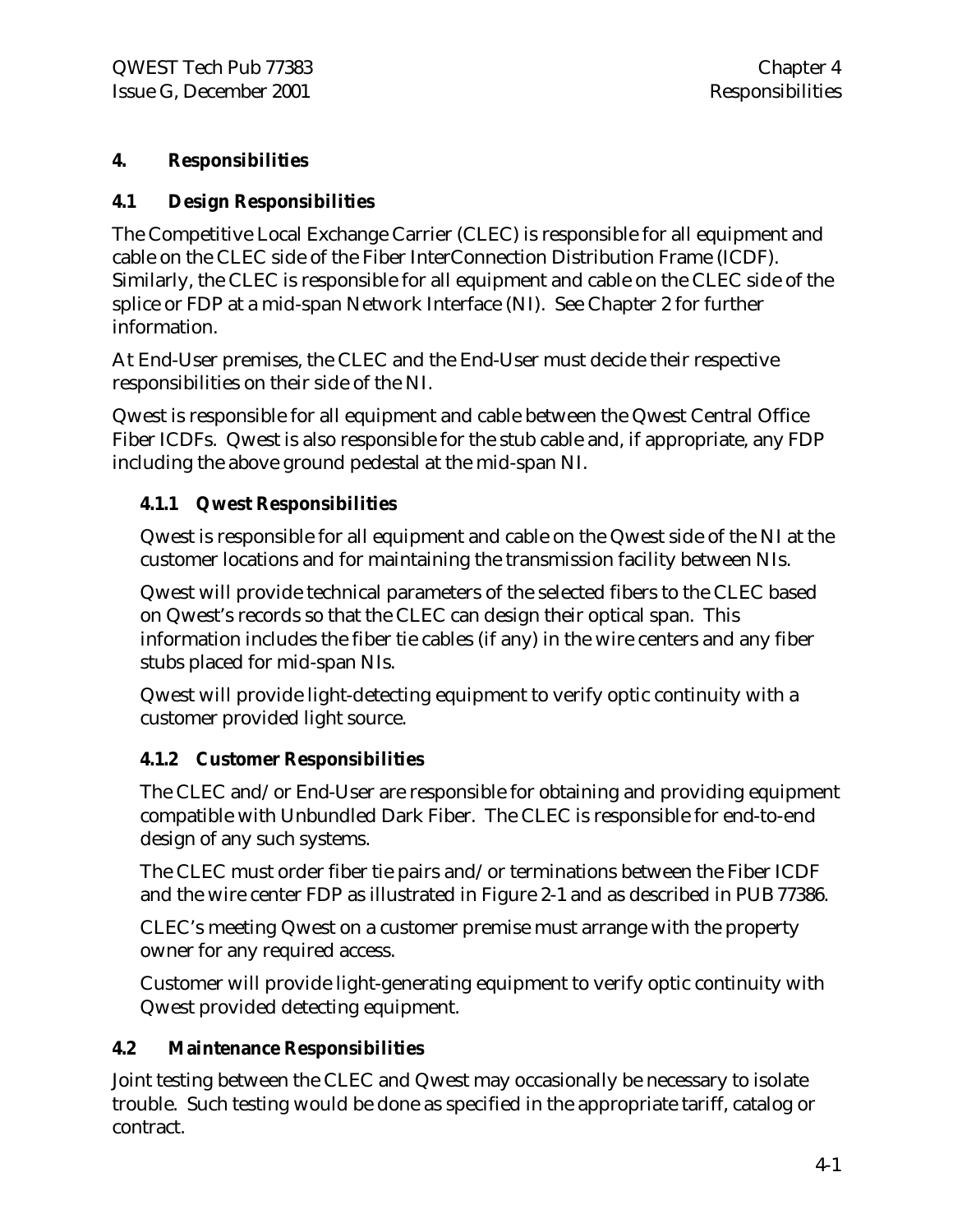# 4. Responsibilities

## 4.1 Design Responsibilities

The Competitive Local Exchange Carrier (CLEC) is responsible for all equipment and cable on the CLEC side of the Fiber InterConnection Distribution Frame (ICDF). Similarly, the CLEC is responsible for all equipment and cable on the CLEC side of the splice or FDP at a mid-span Network Interface (NI). See Chapter 2 for further information.

At End-User premises, the CLEC and the End-User must decide their respective responsibilities on their side of the NI.

Qwest is responsible for all equipment and cable between the Qwest Central Office Fiber ICDFs. Qwest is also responsible for the stub cable and, if appropriate, any FDP including the above ground pedestal at the mid-span NI.

### 4.1.1 Qwest Responsibilities

Qwest is responsible for all equipment and cable on the Qwest side of the NI at the customer locations and for maintaining the transmission facility between NIs.

Qwest will provide technical parameters of the selected fibers to the CLEC based on Qwest's records so that the CLEC can design their optical span. This information includes the fiber tie cables (if any) in the wire centers and any fiber stubs placed for mid-span NIs.

Qwest will provide light-detecting equipment to verify optic continuity with a customer provided light source.

### 4.1.2 Customer Responsibilities

The CLEC and/or End-User are responsible for obtaining and providing equipment compatible with Unbundled Dark Fiber. The CLEC is responsible for end-to-end design of any such systems.

The CLEC must order fiber tie pairs and/or terminations between the Fiber ICDF and the wire center FDP as illustrated in Figure 2-1 and as described in PUB 77386.

CLEC's meeting Qwest on a customer premise must arrange with the property owner for any required access.

Customer will provide light-generating equipment to verify optic continuity with Qwest provided detecting equipment.

## 4.2 Maintenance Responsibilities

Joint testing between the CLEC and Qwest may occasionally be necessary to isolate trouble. Such testing would be done as specified in the appropriate tariff, catalog or contract.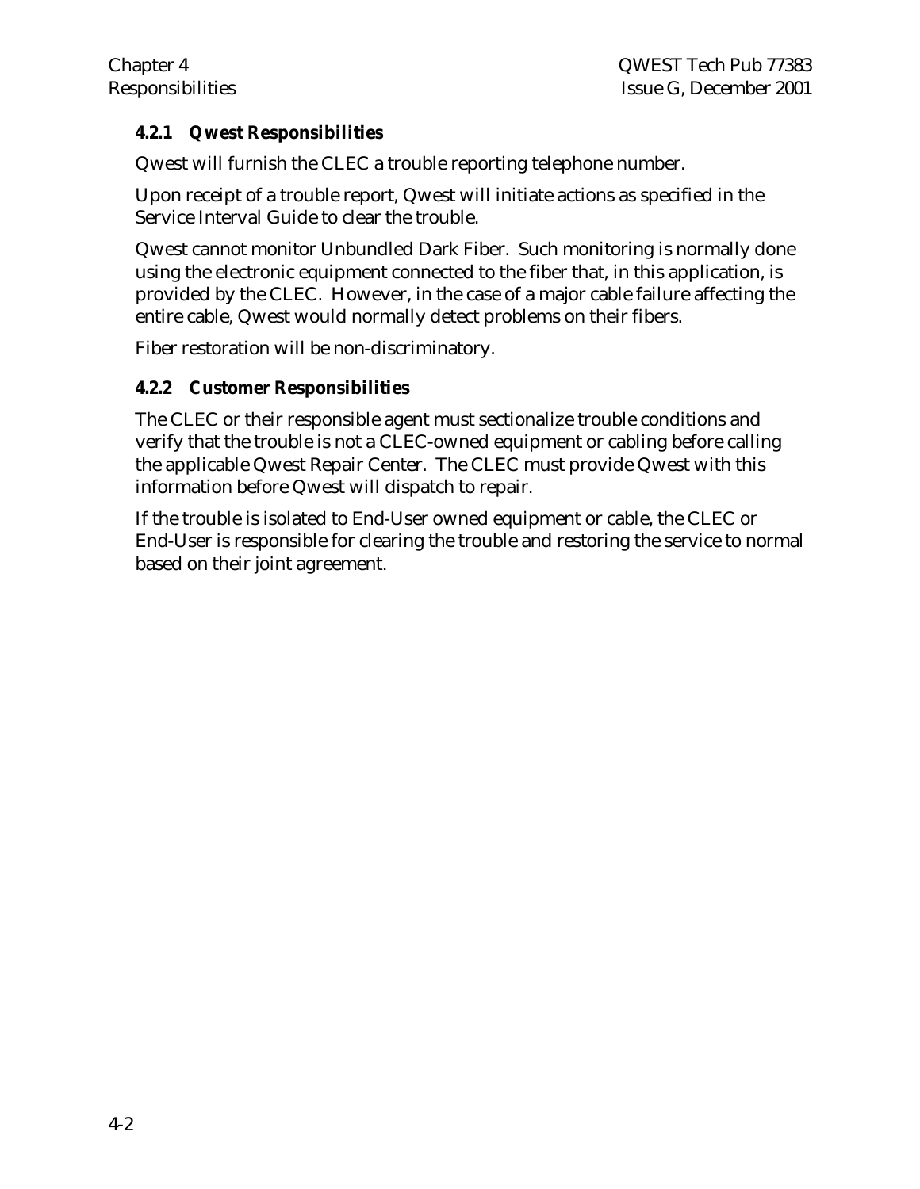### 4.2.1 Qwest Responsibilities

Qwest will furnish the CLEC a trouble reporting telephone number.

Upon receipt of a trouble report, Qwest will initiate actions as specified in the Service Interval Guide to clear the trouble.

Qwest cannot monitor Unbundled Dark Fiber. Such monitoring is normally done using the electronic equipment connected to the fiber that, in this application, is provided by the CLEC. However, in the case of a major cable failure affecting the entire cable, Qwest would normally detect problems on their fibers.

Fiber restoration will be non-discriminatory.

### 4.2.2 Customer Responsibilities

The CLEC or their responsible agent must sectionalize trouble conditions and verify that the trouble is not a CLEC-owned equipment or cabling before calling the applicable Qwest Repair Center. The CLEC must provide Qwest with this information before Qwest will dispatch to repair.

If the trouble is isolated to End-User owned equipment or cable, the CLEC or End-User is responsible for clearing the trouble and restoring the service to normal based on their joint agreement.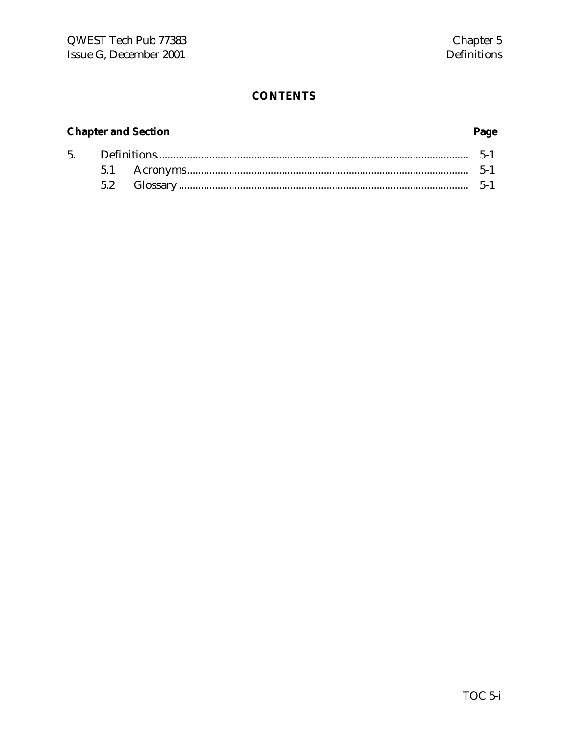## CONTENTS

| Chapter and Section | | Page |
|---|---|---|
| 5. | Definitions | 5-1 |
| | 5.1 Acronyms | 5-1 |
| | 5.2 Glossary | 5-1 |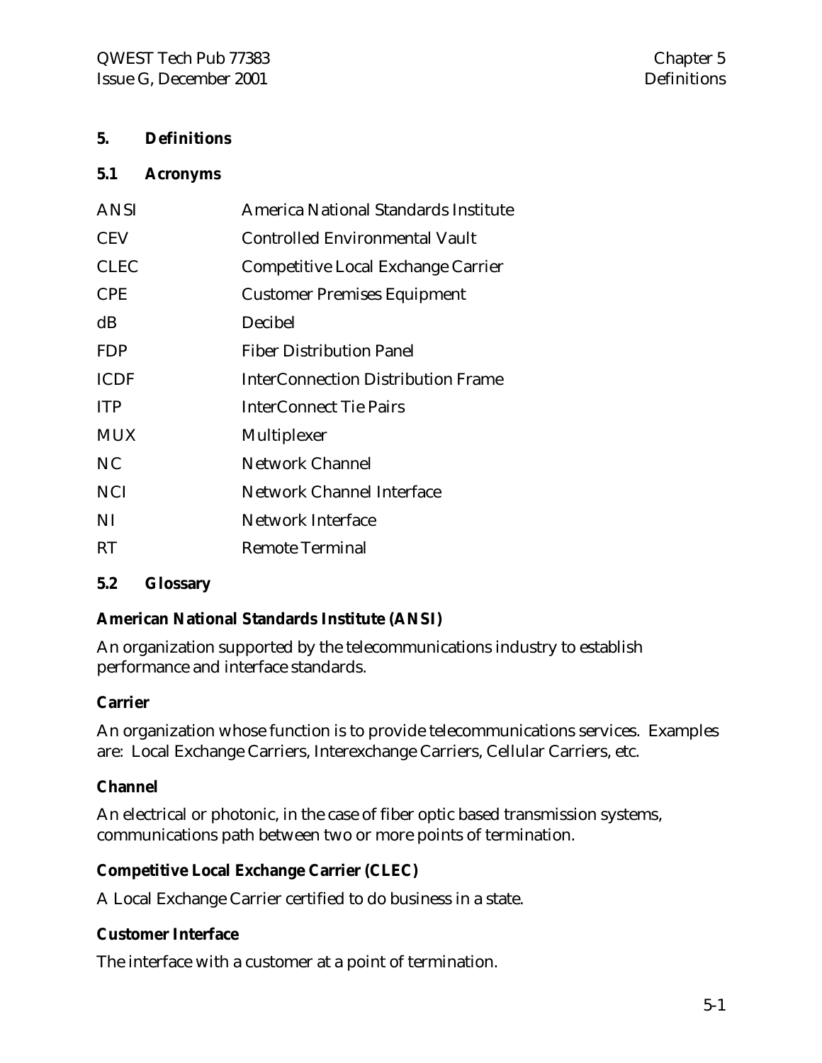# 5. Definitions

## 5.1 Acronyms

| | |
|---|---|
| ANSI | America National Standards Institute |
| CEV | Controlled Environmental Vault |
| CLEC | Competitive Local Exchange Carrier |
| CPE | Customer Premises Equipment |
| dB | Decibel |
| FDP | Fiber Distribution Panel |
| ICDF | InterConnection Distribution Frame |
| ITP | InterConnect Tie Pairs |
| MUX | Multiplexer |
| NC | Network Channel |
| NCI | Network Channel Interface |
| NI | Network Interface |
| RT | Remote Terminal |

## 5.2 Glossary

**American National Standards Institute (ANSI)**

An organization supported by the telecommunications industry to establish performance and interface standards.

**Carrier**

An organization whose function is to provide telecommunications services. Examples are: Local Exchange Carriers, Interexchange Carriers, Cellular Carriers, etc.

**Channel**

An electrical or photonic, in the case of fiber optic based transmission systems, communications path between two or more points of termination.

**Competitive Local Exchange Carrier (CLEC)**

A Local Exchange Carrier certified to do business in a state.

**Customer Interface**

The interface with a customer at a point of termination.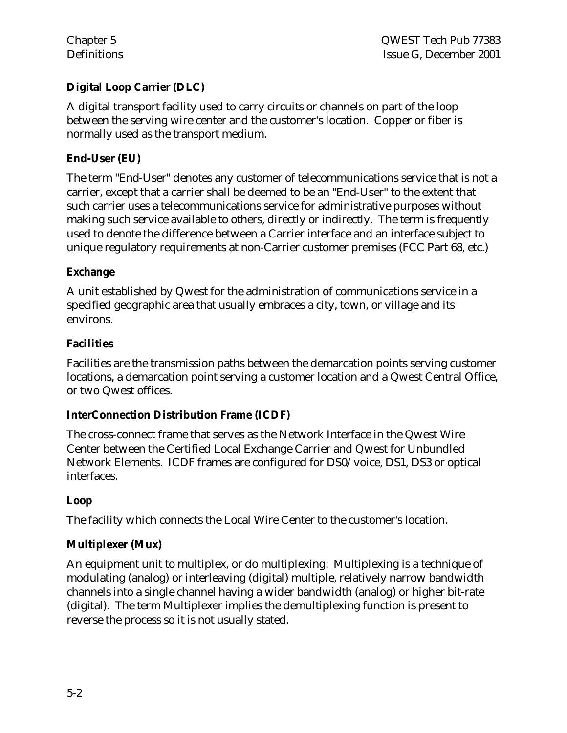**Digital Loop Carrier (DLC)**

A digital transport facility used to carry circuits or channels on part of the loop between the serving wire center and the customer's location. Copper or fiber is normally used as the transport medium.

**End-User (EU)**

The term "End-User" denotes any customer of telecommunications service that is not a carrier, except that a carrier shall be deemed to be an "End-User" to the extent that such carrier uses a telecommunications service for administrative purposes without making such service available to others, directly or indirectly. The term is frequently used to denote the difference between a Carrier interface and an interface subject to unique regulatory requirements at non-Carrier customer premises (FCC Part 68, etc.)

**Exchange**

A unit established by Qwest for the administration of communications service in a specified geographic area that usually embraces a city, town, or village and its environs.

**Facilities**

Facilities are the transmission paths between the demarcation points serving customer locations, a demarcation point serving a customer location and a Qwest Central Office, or two Qwest offices.

**InterConnection Distribution Frame (ICDF)**

The cross-connect frame that serves as the Network Interface in the Qwest Wire Center between the Certified Local Exchange Carrier and Qwest for Unbundled Network Elements. ICDF frames are configured for DS0/voice, DS1, DS3 or optical interfaces.

**Loop**

The facility which connects the Local Wire Center to the customer's location.

**Multiplexer (Mux)**

An equipment unit to multiplex, or do multiplexing: Multiplexing is a technique of modulating (analog) or interleaving (digital) multiple, relatively narrow bandwidth channels into a single channel having a wider bandwidth (analog) or higher bit-rate (digital). The term Multiplexer implies the demultiplexing function is present to reverse the process so it is not usually stated.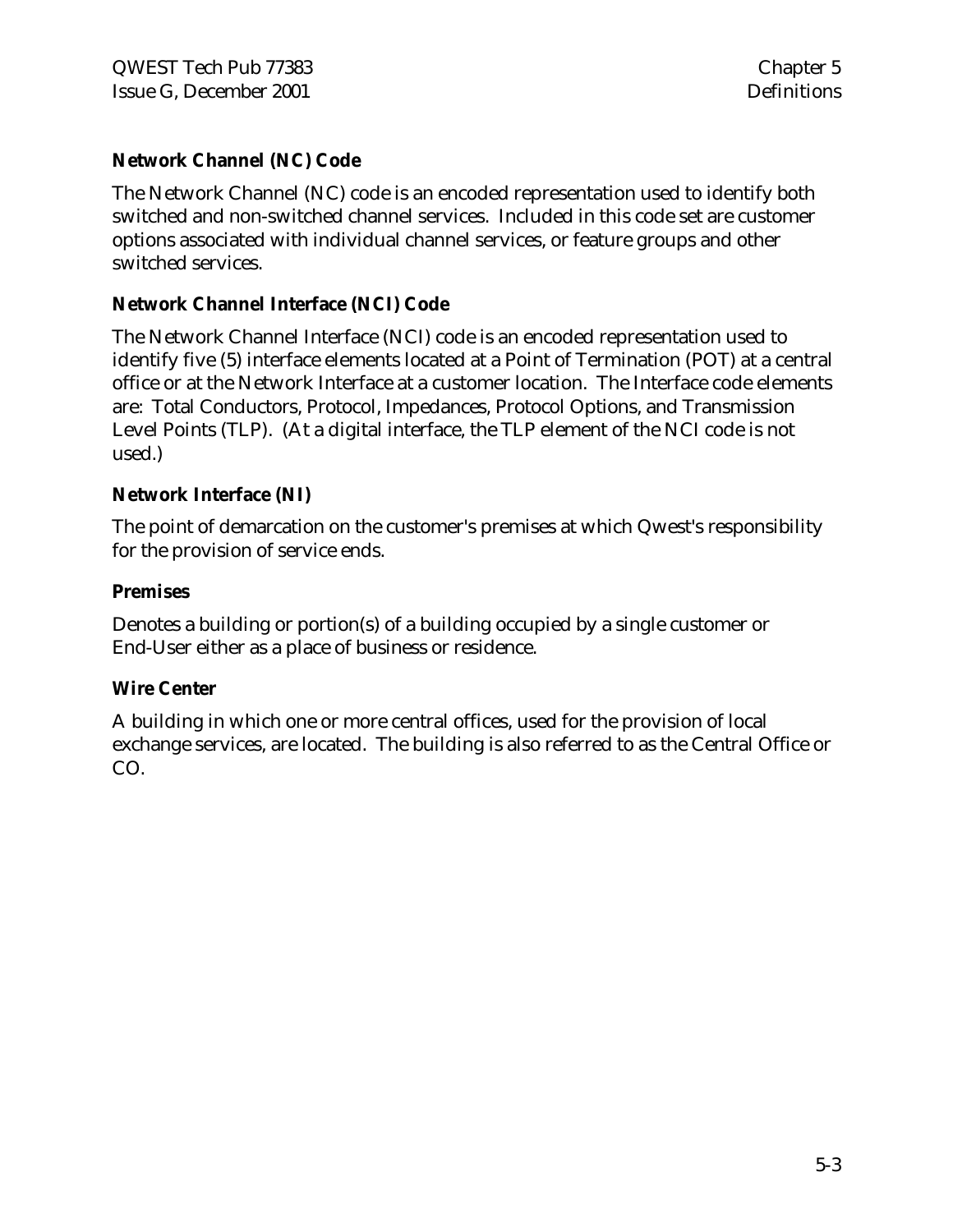### Network Channel (NC) Code

The Network Channel (NC) code is an encoded representation used to identify both switched and non-switched channel services. Included in this code set are customer options associated with individual channel services, or feature groups and other switched services.

### Network Channel Interface (NCI) Code

The Network Channel Interface (NCI) code is an encoded representation used to identify five (5) interface elements located at a Point of Termination (POT) at a central office or at the Network Interface at a customer location. The Interface code elements are: Total Conductors, Protocol, Impedances, Protocol Options, and Transmission Level Points (TLP). (At a digital interface, the TLP element of the NCI code is not used.)

### Network Interface (NI)

The point of demarcation on the customer's premises at which Qwest's responsibility for the provision of service ends.

### Premises

Denotes a building or portion(s) of a building occupied by a single customer or End-User either as a place of business or residence.

### Wire Center

A building in which one or more central offices, used for the provision of local exchange services, are located. The building is also referred to as the Central Office or CO.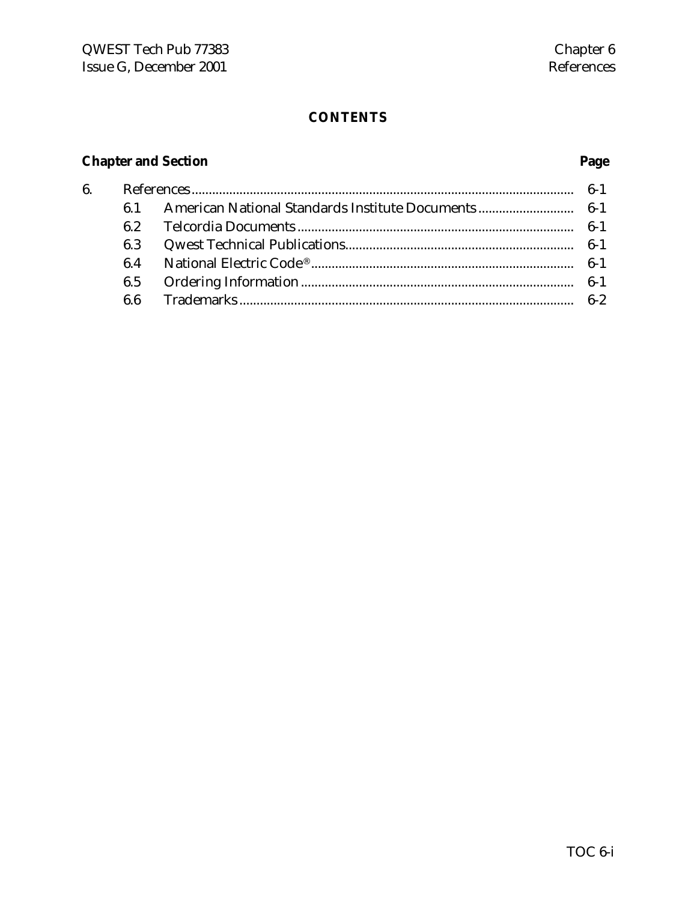## CONTENTS

| Chapter and Section | | | Page |
|---|---|---|---|
| 6. | References | | 6-1 |
| | 6.1 | American National Standards Institute Documents | 6-1 |
| | 6.2 | Telcordia Documents | 6-1 |
| | 6.3 | Qwest Technical Publications | 6-1 |
| | 6.4 | National Electric Code® | 6-1 |
| | 6.5 | Ordering Information | 6-1 |
| | 6.6 | Trademarks | 6-2 |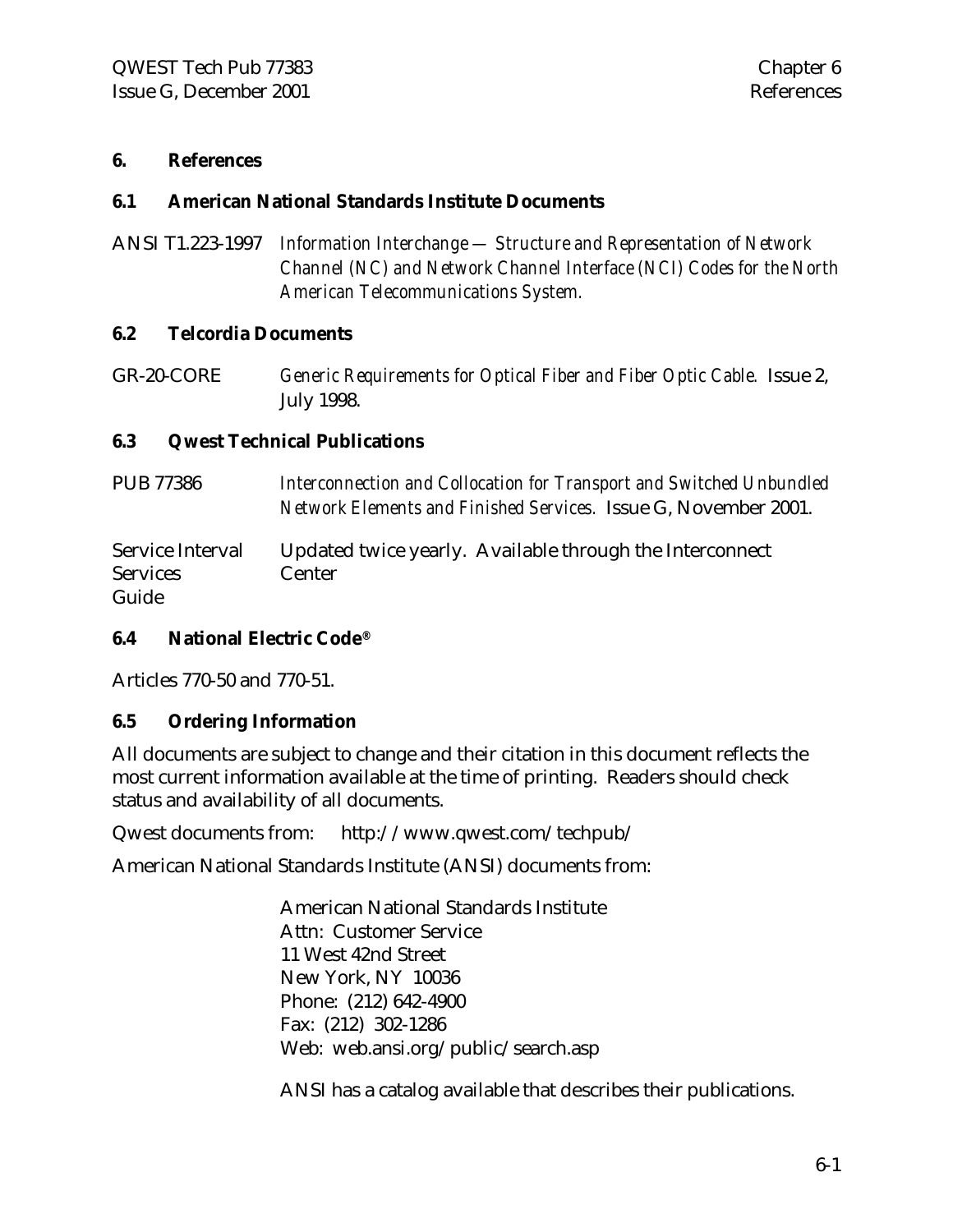# 6. References

## 6.1 American National Standards Institute Documents

ANSI T1.223-1997 *Information Interchange — Structure and Representation of Network Channel (NC) and Network Channel Interface (NCI) Codes for the North American Telecommunications System.*

## 6.2 Telcordia Documents

GR-20-CORE *Generic Requirements for Optical Fiber and Fiber Optic Cable.* Issue 2, July 1998.

## 6.3 Qwest Technical Publications

PUB 77386 *Interconnection and Collocation for Transport and Switched Unbundled Network Elements and Finished Services.* Issue G, November 2001.

Service Interval Services Guide — Updated twice yearly. Available through the Interconnect Center

## 6.4 National Electric Code®

Articles 770-50 and 770-51.

## 6.5 Ordering Information

All documents are subject to change and their citation in this document reflects the most current information available at the time of printing. Readers should check status and availability of all documents.

Qwest documents from: http://www.qwest.com/techpub/

American National Standards Institute (ANSI) documents from:

American National Standards Institute
Attn: Customer Service
11 West 42nd Street
New York, NY 10036
Phone: (212) 642-4900
Fax: (212) 302-1286
Web: web.ansi.org/public/search.asp

ANSI has a catalog available that describes their publications.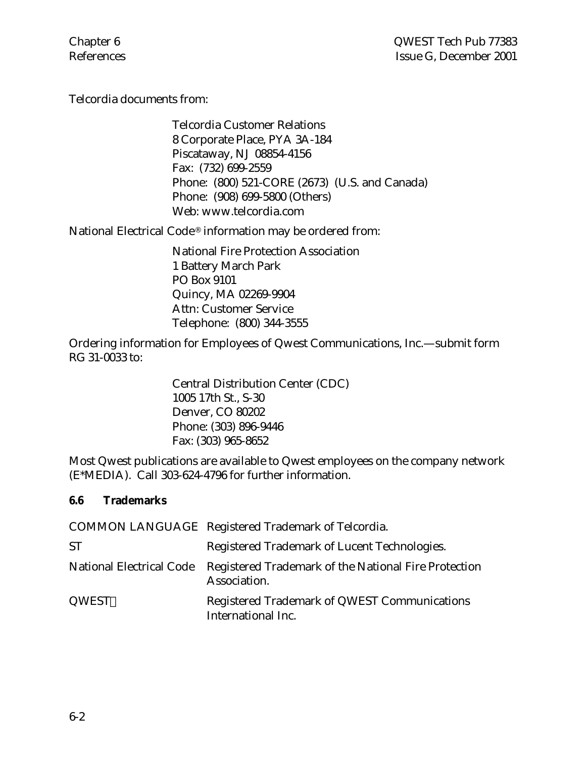Telcordia documents from:

Telcordia Customer Relations
8 Corporate Place, PYA 3A-184
Piscataway, NJ 08854-4156
Fax: (732) 699-2559
Phone: (800) 521-CORE (2673) (U.S. and Canada)
Phone: (908) 699-5800 (Others)
Web: www.telcordia.com

National Electrical Code® information may be ordered from:

National Fire Protection Association
1 Battery March Park
PO Box 9101
Quincy, MA 02269-9904
Attn: Customer Service
Telephone: (800) 344-3555

Ordering information for Employees of Qwest Communications, Inc.—submit form RG 31-0033 to:

Central Distribution Center (CDC)
1005 17th St., S-30
Denver, CO 80202
Phone: (303) 896-9446
Fax: (303) 965-8652

Most Qwest publications are available to Qwest employees on the company network (E*MEDIA). Call 303-624-4796 for further information.

## 6.6 Trademarks

| | |
|---|---|
| COMMON LANGUAGE | Registered Trademark of Telcordia. |
| ST | Registered Trademark of Lucent Technologies. |
| National Electrical Code | Registered Trademark of the National Fire Protection Association. |
| QWEST® | Registered Trademark of QWEST Communications International Inc. |